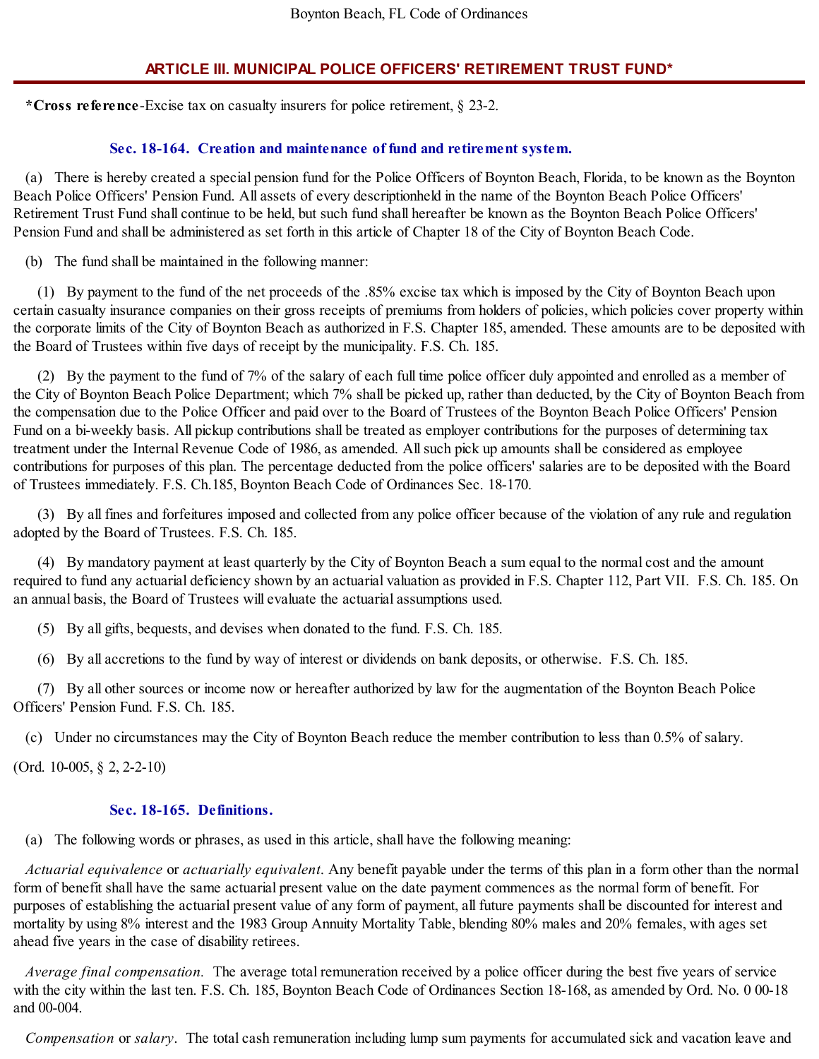## ARTICLE III. MUNICIPAL POLICE OFFICERS' RETIREMENT TRUST FUND*

***Cross reference**-Excise tax on casualty insurers for police retirement, § 23-2.

### Sec. 18-164. Creation and maintenance of fund and retirement system.

(a) There is hereby created a special pension fund for the Police Officers of Boynton Beach, Florida, to be known as the Boynton Beach Police Officers' Pension Fund. All assets of every descriptionheld in the name of the Boynton Beach Police Officers' Retirement Trust Fund shall continue to be held, but such fund shall hereafter be known as the Boynton Beach Police Officers' Pension Fund and shall be administered as set forth in this article of Chapter 18 of the City of Boynton Beach Code.

(b) The fund shall be maintained in the following manner:

(1) By payment to the fund of the net proceeds of the .85% excise tax which is imposed by the City of Boynton Beach upon certain casualty insurance companies on their gross receipts of premiums from holders of policies, which policies cover property within the corporate limits of the City of Boynton Beach as authorized in F.S. Chapter 185, amended. These amounts are to be deposited with the Board of Trustees within five days of receipt by the municipality. F.S. Ch. 185.

(2) By the payment to the fund of 7% of the salary of each full time police officer duly appointed and enrolled as a member of the City of Boynton Beach Police Department; which 7% shall be picked up, rather than deducted, by the City of Boynton Beach from the compensation due to the Police Officer and paid over to the Board of Trustees of the Boynton Beach Police Officers' Pension Fund on a bi-weekly basis. All pickup contributions shall be treated as employer contributions for the purposes of determining tax treatment under the Internal Revenue Code of 1986, as amended. All such pick up amounts shall be considered as employee contributions for purposes of this plan. The percentage deducted from the police officers' salaries are to be deposited with the Board of Trustees immediately. F.S. Ch.185, Boynton Beach Code of Ordinances Sec. 18-170.

(3) By all fines and forfeitures imposed and collected from any police officer because of the violation of any rule and regulation adopted by the Board of Trustees. F.S. Ch. 185.

(4) By mandatory payment at least quarterly by the City of Boynton Beach a sum equal to the normal cost and the amount required to fund any actuarial deficiency shown by an actuarial valuation as provided in F.S. Chapter 112, Part VII. F.S. Ch. 185. On an annual basis, the Board of Trustees will evaluate the actuarial assumptions used.

(5) By all gifts, bequests, and devises when donated to the fund. F.S. Ch. 185.

(6) By all accretions to the fund by way of interest or dividends on bank deposits, or otherwise. F.S. Ch. 185.

(7) By all other sources or income now or hereafter authorized by law for the augmentation of the Boynton Beach Police Officers' Pension Fund. F.S. Ch. 185.

(c) Under no circumstances may the City of Boynton Beach reduce the member contribution to less than 0.5% of salary.

(Ord. 10-005, § 2, 2-2-10)

### Sec. 18-165. Definitions.

(a) The following words or phrases, as used in this article, shall have the following meaning:

*Actuarial equivalence* or *actuarially equivalent*. Any benefit payable under the terms of this plan in a form other than the normal form of benefit shall have the same actuarial present value on the date payment commences as the normal form of benefit. For purposes of establishing the actuarial present value of any form of payment, all future payments shall be discounted for interest and mortality by using 8% interest and the 1983 Group Annuity Mortality Table, blending 80% males and 20% females, with ages set ahead five years in the case of disability retirees.

*Average final compensation.* The average total remuneration received by a police officer during the best five years of service with the city within the last ten. F.S. Ch. 185, Boynton Beach Code of Ordinances Section 18-168, as amended by Ord. No. 0 00-18 and 00-004.

*Compensation* or *salary*. The total cash remuneration including lump sum payments for accumulated sick and vacation leave and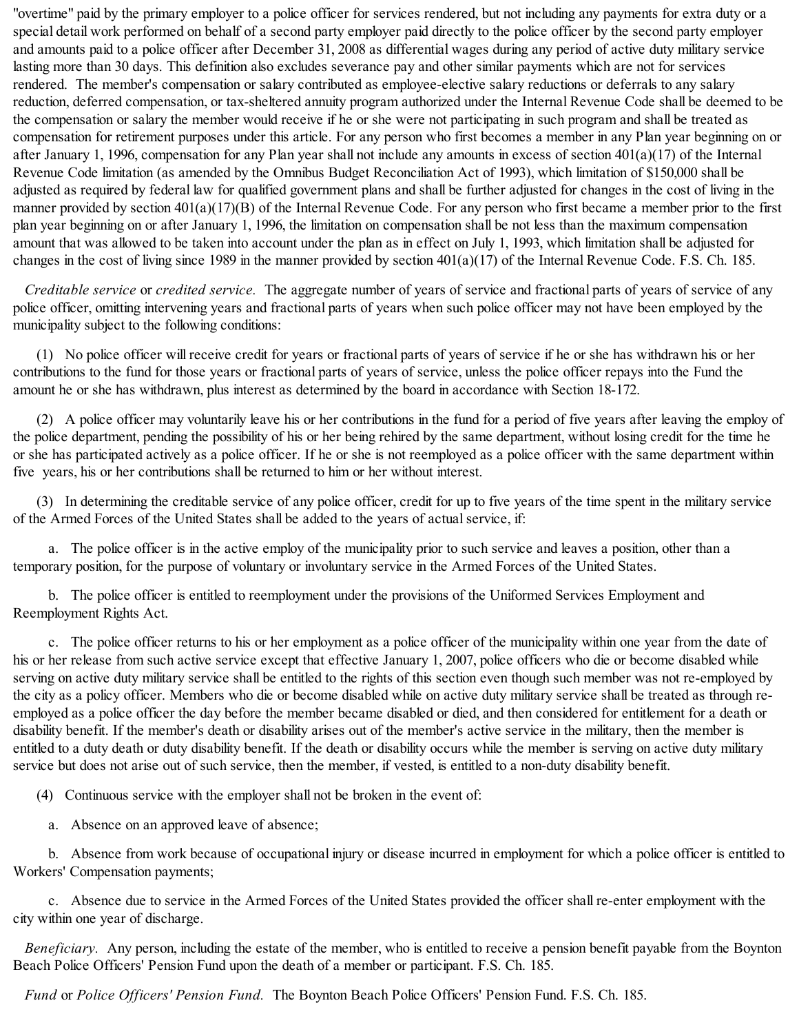"overtime" paid by the primary employer to a police officer for services rendered, but not including any payments for extra duty or a special detail work performed on behalf of a second party employer paid directly to the police officer by the second party employer and amounts paid to a police officer after December 31, 2008 as differential wages during any period of active duty military service lasting more than 30 days. This definition also excludes severance pay and other similar payments which are not for services rendered. The member's compensation or salary contributed as employee-elective salary reductions or deferrals to any salary reduction, deferred compensation, or tax-sheltered annuity program authorized under the Internal Revenue Code shall be deemed to be the compensation or salary the member would receive if he or she were not participating in such program and shall be treated as compensation for retirement purposes under this article. For any person who first becomes a member in any Plan year beginning on or after January 1, 1996, compensation for any Plan year shall not include any amounts in excess of section 401(a)(17) of the Internal Revenue Code limitation (as amended by the Omnibus Budget Reconciliation Act of 1993), which limitation of $150,000 shall be adjusted as required by federal law for qualified government plans and shall be further adjusted for changes in the cost of living in the manner provided by section 401(a)(17)(B) of the Internal Revenue Code. For any person who first became a member prior to the first plan year beginning on or after January 1, 1996, the limitation on compensation shall be not less than the maximum compensation amount that was allowed to be taken into account under the plan as in effect on July 1, 1993, which limitation shall be adjusted for changes in the cost of living since 1989 in the manner provided by section 401(a)(17) of the Internal Revenue Code. F.S. Ch. 185.

*Creditable service* or *credited service.* The aggregate number of years of service and fractional parts of years of service of any police officer, omitting intervening years and fractional parts of years when such police officer may not have been employed by the municipality subject to the following conditions:

(1) No police officer will receive credit for years or fractional parts of years of service if he or she has withdrawn his or her contributions to the fund for those years or fractional parts of years of service, unless the police officer repays into the Fund the amount he or she has withdrawn, plus interest as determined by the board in accordance with Section 18-172.

(2) A police officer may voluntarily leave his or her contributions in the fund for a period of five years after leaving the employ of the police department, pending the possibility of his or her being rehired by the same department, without losing credit for the time he or she has participated actively as a police officer. If he or she is not reemployed as a police officer with the same department within five years, his or her contributions shall be returned to him or her without interest.

(3) In determining the creditable service of any police officer, credit for up to five years of the time spent in the military service of the Armed Forces of the United States shall be added to the years of actual service, if:

a. The police officer is in the active employ of the municipality prior to such service and leaves a position, other than a temporary position, for the purpose of voluntary or involuntary service in the Armed Forces of the United States.

b. The police officer is entitled to reemployment under the provisions of the Uniformed Services Employment and Reemployment Rights Act.

c. The police officer returns to his or her employment as a police officer of the municipality within one year from the date of his or her release from such active service except that effective January 1, 2007, police officers who die or become disabled while serving on active duty military service shall be entitled to the rights of this section even though such member was not re-employed by the city as a policy officer. Members who die or become disabled while on active duty military service shall be treated as through re-employed as a police officer the day before the member became disabled or died, and then considered for entitlement for a death or disability benefit. If the member's death or disability arises out of the member's active service in the military, then the member is entitled to a duty death or duty disability benefit. If the death or disability occurs while the member is serving on active duty military service but does not arise out of such service, then the member, if vested, is entitled to a non-duty disability benefit.

(4) Continuous service with the employer shall not be broken in the event of:

a. Absence on an approved leave of absence;

b. Absence from work because of occupational injury or disease incurred in employment for which a police officer is entitled to Workers' Compensation payments;

c. Absence due to service in the Armed Forces of the United States provided the officer shall re-enter employment with the city within one year of discharge.

*Beneficiary.* Any person, including the estate of the member, who is entitled to receive a pension benefit payable from the Boynton Beach Police Officers' Pension Fund upon the death of a member or participant. F.S. Ch. 185.

*Fund* or *Police Officers' Pension Fund.* The Boynton Beach Police Officers' Pension Fund. F.S. Ch. 185.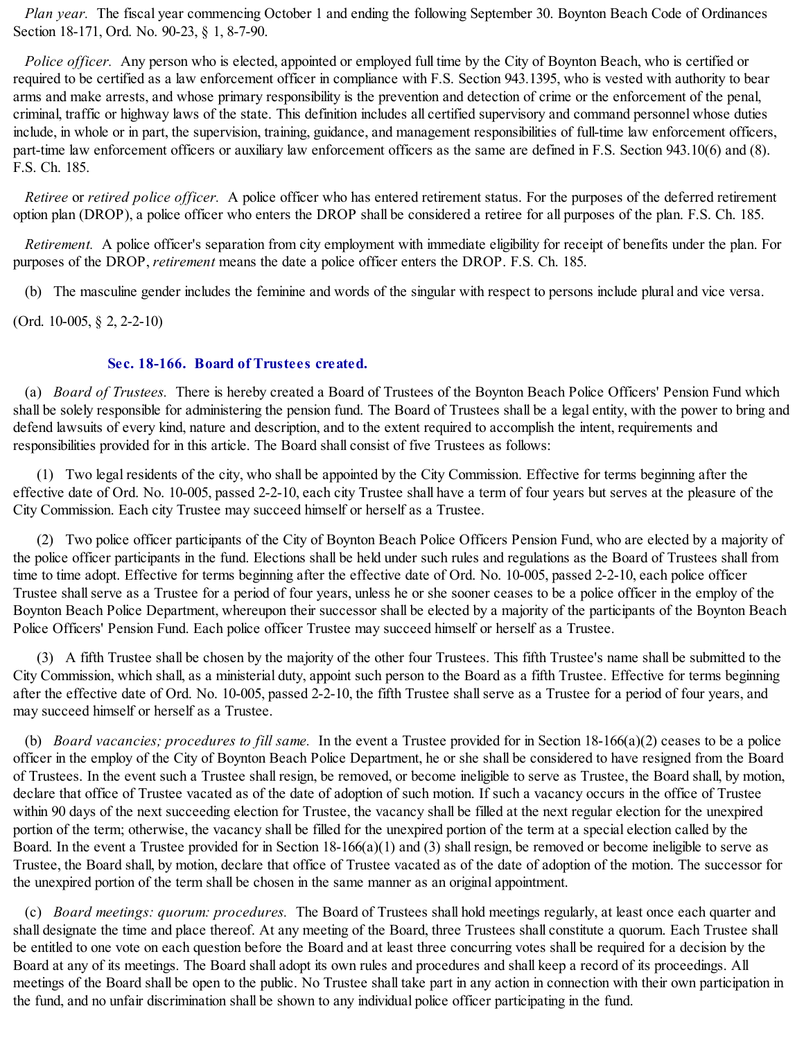*Plan year.* The fiscal year commencing October 1 and ending the following September 30. Boynton Beach Code of Ordinances Section 18-171, Ord. No. 90-23, § 1, 8-7-90.

*Police officer.* Any person who is elected, appointed or employed full time by the City of Boynton Beach, who is certified or required to be certified as a law enforcement officer in compliance with F.S. Section 943.1395, who is vested with authority to bear arms and make arrests, and whose primary responsibility is the prevention and detection of crime or the enforcement of the penal, criminal, traffic or highway laws of the state. This definition includes all certified supervisory and command personnel whose duties include, in whole or in part, the supervision, training, guidance, and management responsibilities of full-time law enforcement officers, part-time law enforcement officers or auxiliary law enforcement officers as the same are defined in F.S. Section 943.10(6) and (8). F.S. Ch. 185.

*Retiree* or *retired police officer.* A police officer who has entered retirement status. For the purposes of the deferred retirement option plan (DROP), a police officer who enters the DROP shall be considered a retiree for all purposes of the plan. F.S. Ch. 185.

*Retirement.* A police officer's separation from city employment with immediate eligibility for receipt of benefits under the plan. For purposes of the DROP, *retirement* means the date a police officer enters the DROP. F.S. Ch. 185.

(b) The masculine gender includes the feminine and words of the singular with respect to persons include plural and vice versa.

(Ord. 10-005, § 2, 2-2-10)

### Sec. 18-166. Board of Trustees created.

(a) *Board of Trustees.* There is hereby created a Board of Trustees of the Boynton Beach Police Officers' Pension Fund which shall be solely responsible for administering the pension fund. The Board of Trustees shall be a legal entity, with the power to bring and defend lawsuits of every kind, nature and description, and to the extent required to accomplish the intent, requirements and responsibilities provided for in this article. The Board shall consist of five Trustees as follows:

(1) Two legal residents of the city, who shall be appointed by the City Commission. Effective for terms beginning after the effective date of Ord. No. 10-005, passed 2-2-10, each city Trustee shall have a term of four years but serves at the pleasure of the City Commission. Each city Trustee may succeed himself or herself as a Trustee.

(2) Two police officer participants of the City of Boynton Beach Police Officers Pension Fund, who are elected by a majority of the police officer participants in the fund. Elections shall be held under such rules and regulations as the Board of Trustees shall from time to time adopt. Effective for terms beginning after the effective date of Ord. No. 10-005, passed 2-2-10, each police officer Trustee shall serve as a Trustee for a period of four years, unless he or she sooner ceases to be a police officer in the employ of the Boynton Beach Police Department, whereupon their successor shall be elected by a majority of the participants of the Boynton Beach Police Officers' Pension Fund. Each police officer Trustee may succeed himself or herself as a Trustee.

(3) A fifth Trustee shall be chosen by the majority of the other four Trustees. This fifth Trustee's name shall be submitted to the City Commission, which shall, as a ministerial duty, appoint such person to the Board as a fifth Trustee. Effective for terms beginning after the effective date of Ord. No. 10-005, passed 2-2-10, the fifth Trustee shall serve as a Trustee for a period of four years, and may succeed himself or herself as a Trustee.

(b) *Board vacancies; procedures to fill same.* In the event a Trustee provided for in Section 18-166(a)(2) ceases to be a police officer in the employ of the City of Boynton Beach Police Department, he or she shall be considered to have resigned from the Board of Trustees. In the event such a Trustee shall resign, be removed, or become ineligible to serve as Trustee, the Board shall, by motion, declare that office of Trustee vacated as of the date of adoption of such motion. If such a vacancy occurs in the office of Trustee within 90 days of the next succeeding election for Trustee, the vacancy shall be filled at the next regular election for the unexpired portion of the term; otherwise, the vacancy shall be filled for the unexpired portion of the term at a special election called by the Board. In the event a Trustee provided for in Section 18-166(a)(1) and (3) shall resign, be removed or become ineligible to serve as Trustee, the Board shall, by motion, declare that office of Trustee vacated as of the date of adoption of the motion. The successor for the unexpired portion of the term shall be chosen in the same manner as an original appointment.

(c) *Board meetings: quorum: procedures.* The Board of Trustees shall hold meetings regularly, at least once each quarter and shall designate the time and place thereof. At any meeting of the Board, three Trustees shall constitute a quorum. Each Trustee shall be entitled to one vote on each question before the Board and at least three concurring votes shall be required for a decision by the Board at any of its meetings. The Board shall adopt its own rules and procedures and shall keep a record of its proceedings. All meetings of the Board shall be open to the public. No Trustee shall take part in any action in connection with their own participation in the fund, and no unfair discrimination shall be shown to any individual police officer participating in the fund.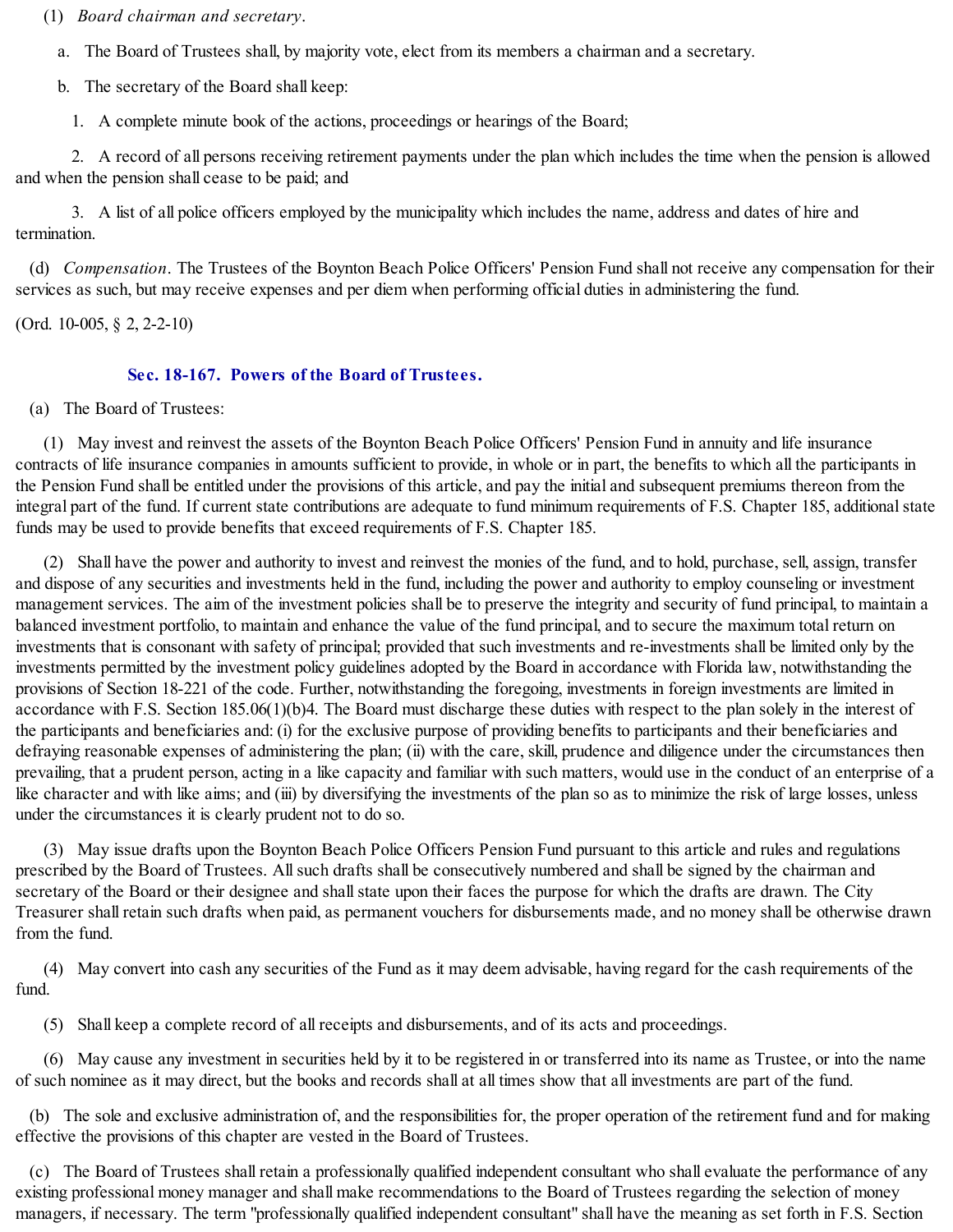(1) *Board chairman and secretary*.

a. The Board of Trustees shall, by majority vote, elect from its members a chairman and a secretary.

b. The secretary of the Board shall keep:

1. A complete minute book of the actions, proceedings or hearings of the Board;

2. A record of all persons receiving retirement payments under the plan which includes the time when the pension is allowed and when the pension shall cease to be paid; and

3. A list of all police officers employed by the municipality which includes the name, address and dates of hire and termination.

(d) *Compensation*. The Trustees of the Boynton Beach Police Officers' Pension Fund shall not receive any compensation for their services as such, but may receive expenses and per diem when performing official duties in administering the fund.

(Ord. 10-005, § 2, 2-2-10)

### Sec. 18-167. Powers of the Board of Trustees.

(a) The Board of Trustees:

(1) May invest and reinvest the assets of the Boynton Beach Police Officers' Pension Fund in annuity and life insurance contracts of life insurance companies in amounts sufficient to provide, in whole or in part, the benefits to which all the participants in the Pension Fund shall be entitled under the provisions of this article, and pay the initial and subsequent premiums thereon from the integral part of the fund. If current state contributions are adequate to fund minimum requirements of F.S. Chapter 185, additional state funds may be used to provide benefits that exceed requirements of F.S. Chapter 185.

(2) Shall have the power and authority to invest and reinvest the monies of the fund, and to hold, purchase, sell, assign, transfer and dispose of any securities and investments held in the fund, including the power and authority to employ counseling or investment management services. The aim of the investment policies shall be to preserve the integrity and security of fund principal, to maintain a balanced investment portfolio, to maintain and enhance the value of the fund principal, and to secure the maximum total return on investments that is consonant with safety of principal; provided that such investments and re-investments shall be limited only by the investments permitted by the investment policy guidelines adopted by the Board in accordance with Florida law, notwithstanding the provisions of Section 18-221 of the code. Further, notwithstanding the foregoing, investments in foreign investments are limited in accordance with F.S. Section 185.06(1)(b)4. The Board must discharge these duties with respect to the plan solely in the interest of the participants and beneficiaries and: (i) for the exclusive purpose of providing benefits to participants and their beneficiaries and defraying reasonable expenses of administering the plan; (ii) with the care, skill, prudence and diligence under the circumstances then prevailing, that a prudent person, acting in a like capacity and familiar with such matters, would use in the conduct of an enterprise of a like character and with like aims; and (iii) by diversifying the investments of the plan so as to minimize the risk of large losses, unless under the circumstances it is clearly prudent not to do so.

(3) May issue drafts upon the Boynton Beach Police Officers Pension Fund pursuant to this article and rules and regulations prescribed by the Board of Trustees. All such drafts shall be consecutively numbered and shall be signed by the chairman and secretary of the Board or their designee and shall state upon their faces the purpose for which the drafts are drawn. The City Treasurer shall retain such drafts when paid, as permanent vouchers for disbursements made, and no money shall be otherwise drawn from the fund.

(4) May convert into cash any securities of the Fund as it may deem advisable, having regard for the cash requirements of the fund.

(5) Shall keep a complete record of all receipts and disbursements, and of its acts and proceedings.

(6) May cause any investment in securities held by it to be registered in or transferred into its name as Trustee, or into the name of such nominee as it may direct, but the books and records shall at all times show that all investments are part of the fund.

(b) The sole and exclusive administration of, and the responsibilities for, the proper operation of the retirement fund and for making effective the provisions of this chapter are vested in the Board of Trustees.

(c) The Board of Trustees shall retain a professionally qualified independent consultant who shall evaluate the performance of any existing professional money manager and shall make recommendations to the Board of Trustees regarding the selection of money managers, if necessary. The term "professionally qualified independent consultant" shall have the meaning as set forth in F.S. Section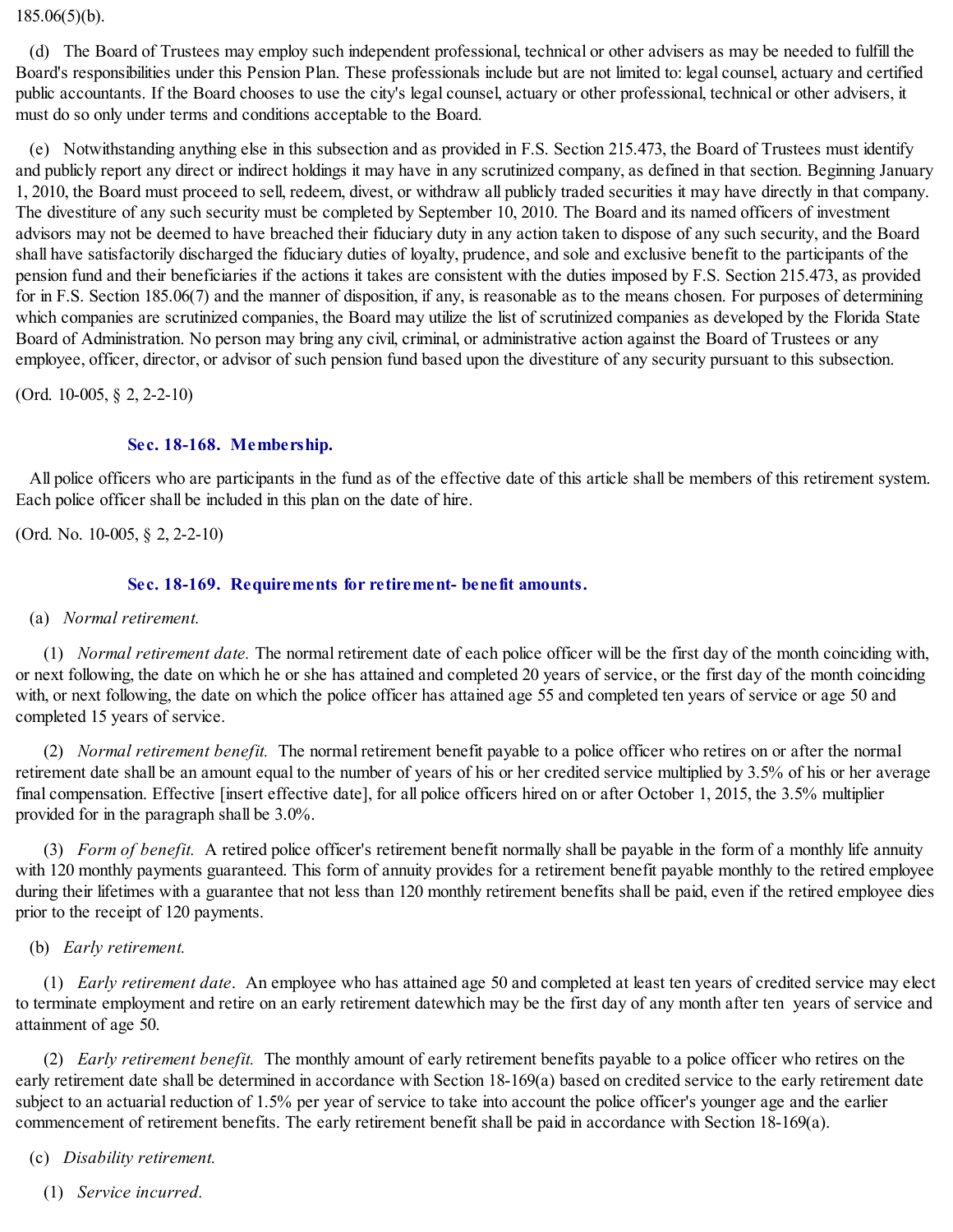185.06(5)(b).

(d) The Board of Trustees may employ such independent professional, technical or other advisers as may be needed to fulfill the Board's responsibilities under this Pension Plan. These professionals include but are not limited to: legal counsel, actuary and certified public accountants. If the Board chooses to use the city's legal counsel, actuary or other professional, technical or other advisers, it must do so only under terms and conditions acceptable to the Board.

(e) Notwithstanding anything else in this subsection and as provided in F.S. Section 215.473, the Board of Trustees must identify and publicly report any direct or indirect holdings it may have in any scrutinized company, as defined in that section. Beginning January 1, 2010, the Board must proceed to sell, redeem, divest, or withdraw all publicly traded securities it may have directly in that company. The divestiture of any such security must be completed by September 10, 2010. The Board and its named officers of investment advisors may not be deemed to have breached their fiduciary duty in any action taken to dispose of any such security, and the Board shall have satisfactorily discharged the fiduciary duties of loyalty, prudence, and sole and exclusive benefit to the participants of the pension fund and their beneficiaries if the actions it takes are consistent with the duties imposed by F.S. Section 215.473, as provided for in F.S. Section 185.06(7) and the manner of disposition, if any, is reasonable as to the means chosen. For purposes of determining which companies are scrutinized companies, the Board may utilize the list of scrutinized companies as developed by the Florida State Board of Administration. No person may bring any civil, criminal, or administrative action against the Board of Trustees or any employee, officer, director, or advisor of such pension fund based upon the divestiture of any security pursuant to this subsection.

(Ord. 10-005, § 2, 2-2-10)

### Sec. 18-168. Membership.

All police officers who are participants in the fund as of the effective date of this article shall be members of this retirement system. Each police officer shall be included in this plan on the date of hire.

(Ord. No. 10-005, § 2, 2-2-10)

### Sec. 18-169. Requirements for retirement- benefit amounts.

(a) *Normal retirement.*

(1) *Normal retirement date.* The normal retirement date of each police officer will be the first day of the month coinciding with, or next following, the date on which he or she has attained and completed 20 years of service, or the first day of the month coinciding with, or next following, the date on which the police officer has attained age 55 and completed ten years of service or age 50 and completed 15 years of service.

(2) *Normal retirement benefit.* The normal retirement benefit payable to a police officer who retires on or after the normal retirement date shall be an amount equal to the number of years of his or her credited service multiplied by 3.5% of his or her average final compensation. Effective [insert effective date], for all police officers hired on or after October 1, 2015, the 3.5% multiplier provided for in the paragraph shall be 3.0%.

(3) *Form of benefit.* A retired police officer's retirement benefit normally shall be payable in the form of a monthly life annuity with 120 monthly payments guaranteed. This form of annuity provides for a retirement benefit payable monthly to the retired employee during their lifetimes with a guarantee that not less than 120 monthly retirement benefits shall be paid, even if the retired employee dies prior to the receipt of 120 payments.

(b) *Early retirement.*

(1) *Early retirement date*. An employee who has attained age 50 and completed at least ten years of credited service may elect to terminate employment and retire on an early retirement datewhich may be the first day of any month after ten years of service and attainment of age 50.

(2) *Early retirement benefit.* The monthly amount of early retirement benefits payable to a police officer who retires on the early retirement date shall be determined in accordance with Section 18-169(a) based on credited service to the early retirement date subject to an actuarial reduction of 1.5% per year of service to take into account the police officer's younger age and the earlier commencement of retirement benefits. The early retirement benefit shall be paid in accordance with Section 18-169(a).

(c) *Disability retirement.*

(1) *Service incurred.*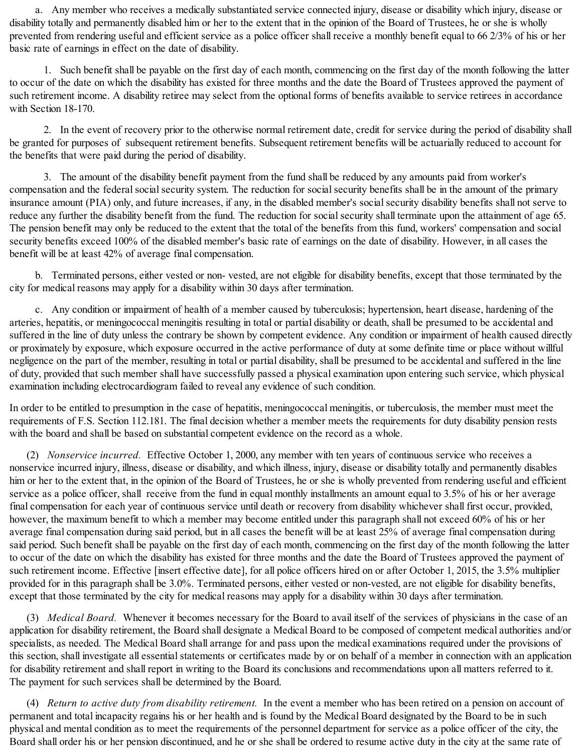a. Any member who receives a medically substantiated service connected injury, disease or disability which injury, disease or disability totally and permanently disabled him or her to the extent that in the opinion of the Board of Trustees, he or she is wholly prevented from rendering useful and efficient service as a police officer shall receive a monthly benefit equal to 66 2/3% of his or her basic rate of earnings in effect on the date of disability.

1. Such benefit shall be payable on the first day of each month, commencing on the first day of the month following the latter to occur of the date on which the disability has existed for three months and the date the Board of Trustees approved the payment of such retirement income. A disability retiree may select from the optional forms of benefits available to service retirees in accordance with Section 18-170.

2. In the event of recovery prior to the otherwise normal retirement date, credit for service during the period of disability shall be granted for purposes of subsequent retirement benefits. Subsequent retirement benefits will be actuarially reduced to account for the benefits that were paid during the period of disability.

3. The amount of the disability benefit payment from the fund shall be reduced by any amounts paid from worker's compensation and the federal social security system. The reduction for social security benefits shall be in the amount of the primary insurance amount (PIA) only, and future increases, if any, in the disabled member's social security disability benefits shall not serve to reduce any further the disability benefit from the fund. The reduction for social security shall terminate upon the attainment of age 65. The pension benefit may only be reduced to the extent that the total of the benefits from this fund, workers' compensation and social security benefits exceed 100% of the disabled member's basic rate of earnings on the date of disability. However, in all cases the benefit will be at least 42% of average final compensation.

b. Terminated persons, either vested or non- vested, are not eligible for disability benefits, except that those terminated by the city for medical reasons may apply for a disability within 30 days after termination.

c. Any condition or impairment of health of a member caused by tuberculosis; hypertension, heart disease, hardening of the arteries, hepatitis, or meningococcal meningitis resulting in total or partial disability or death, shall be presumed to be accidental and suffered in the line of duty unless the contrary be shown by competent evidence. Any condition or impairment of health caused directly or proximately by exposure, which exposure occurred in the active performance of duty at some definite time or place without willful negligence on the part of the member, resulting in total or partial disability, shall be presumed to be accidental and suffered in the line of duty, provided that such member shall have successfully passed a physical examination upon entering such service, which physical examination including electrocardiogram failed to reveal any evidence of such condition.

In order to be entitled to presumption in the case of hepatitis, meningococcal meningitis, or tuberculosis, the member must meet the requirements of F.S. Section 112.181. The final decision whether a member meets the requirements for duty disability pension rests with the board and shall be based on substantial competent evidence on the record as a whole.

(2) *Nonservice incurred.* Effective October 1, 2000, any member with ten years of continuous service who receives a nonservice incurred injury, illness, disease or disability, and which illness, injury, disease or disability totally and permanently disables him or her to the extent that, in the opinion of the Board of Trustees, he or she is wholly prevented from rendering useful and efficient service as a police officer, shall receive from the fund in equal monthly installments an amount equal to 3.5% of his or her average final compensation for each year of continuous service until death or recovery from disability whichever shall first occur, provided, however, the maximum benefit to which a member may become entitled under this paragraph shall not exceed 60% of his or her average final compensation during said period, but in all cases the benefit will be at least 25% of average final compensation during said period. Such benefit shall be payable on the first day of each month, commencing on the first day of the month following the latter to occur of the date on which the disability has existed for three months and the date the Board of Trustees approved the payment of such retirement income. Effective [insert effective date], for all police officers hired on or after October 1, 2015, the 3.5% multiplier provided for in this paragraph shall be 3.0%. Terminated persons, either vested or non-vested, are not eligible for disability benefits, except that those terminated by the city for medical reasons may apply for a disability within 30 days after termination.

(3) *Medical Board.* Whenever it becomes necessary for the Board to avail itself of the services of physicians in the case of an application for disability retirement, the Board shall designate a Medical Board to be composed of competent medical authorities and/or specialists, as needed. The Medical Board shall arrange for and pass upon the medical examinations required under the provisions of this section, shall investigate all essential statements or certificates made by or on behalf of a member in connection with an application for disability retirement and shall report in writing to the Board its conclusions and recommendations upon all matters referred to it. The payment for such services shall be determined by the Board.

(4) *Return to active duty from disability retirement.* In the event a member who has been retired on a pension on account of permanent and total incapacity regains his or her health and is found by the Medical Board designated by the Board to be in such physical and mental condition as to meet the requirements of the personnel department for service as a police officer of the city, the Board shall order his or her pension discontinued, and he or she shall be ordered to resume active duty in the city at the same rate of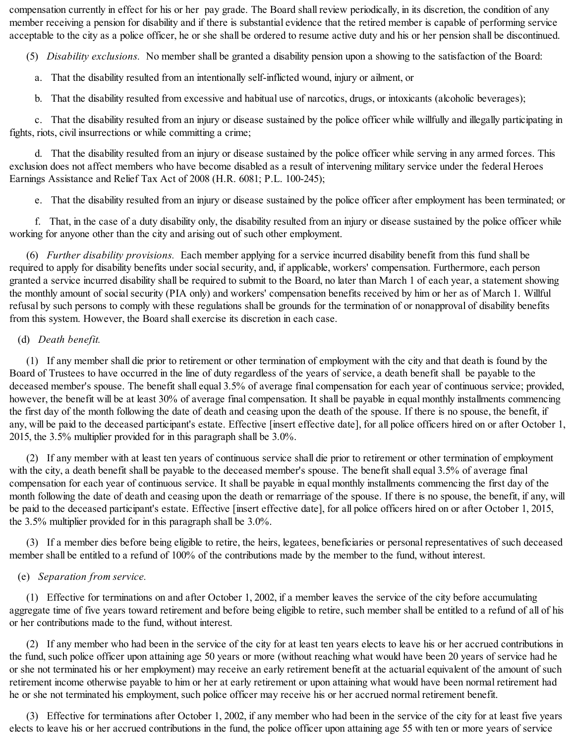compensation currently in effect for his or her pay grade. The Board shall review periodically, in its discretion, the condition of any member receiving a pension for disability and if there is substantial evidence that the retired member is capable of performing service acceptable to the city as a police officer, he or she shall be ordered to resume active duty and his or her pension shall be discontinued.

(5) *Disability exclusions.* No member shall be granted a disability pension upon a showing to the satisfaction of the Board:

a. That the disability resulted from an intentionally self-inflicted wound, injury or ailment, or

b. That the disability resulted from excessive and habitual use of narcotics, drugs, or intoxicants (alcoholic beverages);

c. That the disability resulted from an injury or disease sustained by the police officer while willfully and illegally participating in fights, riots, civil insurrections or while committing a crime;

d. That the disability resulted from an injury or disease sustained by the police officer while serving in any armed forces. This exclusion does not affect members who have become disabled as a result of intervening military service under the federal Heroes Earnings Assistance and Relief Tax Act of 2008 (H.R. 6081; P.L. 100-245);

e. That the disability resulted from an injury or disease sustained by the police officer after employment has been terminated; or

f. That, in the case of a duty disability only, the disability resulted from an injury or disease sustained by the police officer while working for anyone other than the city and arising out of such other employment.

(6) *Further disability provisions.* Each member applying for a service incurred disability benefit from this fund shall be required to apply for disability benefits under social security, and, if applicable, workers' compensation. Furthermore, each person granted a service incurred disability shall be required to submit to the Board, no later than March 1 of each year, a statement showing the monthly amount of social security (PIA only) and workers' compensation benefits received by him or her as of March 1. Willful refusal by such persons to comply with these regulations shall be grounds for the termination of or nonapproval of disability benefits from this system. However, the Board shall exercise its discretion in each case.

(d) *Death benefit.*

(1) If any member shall die prior to retirement or other termination of employment with the city and that death is found by the Board of Trustees to have occurred in the line of duty regardless of the years of service, a death benefit shall be payable to the deceased member's spouse. The benefit shall equal 3.5% of average final compensation for each year of continuous service; provided, however, the benefit will be at least 30% of average final compensation. It shall be payable in equal monthly installments commencing the first day of the month following the date of death and ceasing upon the death of the spouse. If there is no spouse, the benefit, if any, will be paid to the deceased participant's estate. Effective [insert effective date], for all police officers hired on or after October 1, 2015, the 3.5% multiplier provided for in this paragraph shall be 3.0%.

(2) If any member with at least ten years of continuous service shall die prior to retirement or other termination of employment with the city, a death benefit shall be payable to the deceased member's spouse. The benefit shall equal 3.5% of average final compensation for each year of continuous service. It shall be payable in equal monthly installments commencing the first day of the month following the date of death and ceasing upon the death or remarriage of the spouse. If there is no spouse, the benefit, if any, will be paid to the deceased participant's estate. Effective [insert effective date], for all police officers hired on or after October 1, 2015, the 3.5% multiplier provided for in this paragraph shall be 3.0%.

(3) If a member dies before being eligible to retire, the heirs, legatees, beneficiaries or personal representatives of such deceased member shall be entitled to a refund of 100% of the contributions made by the member to the fund, without interest.

(e) *Separation from service.*

(1) Effective for terminations on and after October 1, 2002, if a member leaves the service of the city before accumulating aggregate time of five years toward retirement and before being eligible to retire, such member shall be entitled to a refund of all of his or her contributions made to the fund, without interest.

(2) If any member who had been in the service of the city for at least ten years elects to leave his or her accrued contributions in the fund, such police officer upon attaining age 50 years or more (without reaching what would have been 20 years of service had he or she not terminated his or her employment) may receive an early retirement benefit at the actuarial equivalent of the amount of such retirement income otherwise payable to him or her at early retirement or upon attaining what would have been normal retirement had he or she not terminated his employment, such police officer may receive his or her accrued normal retirement benefit.

(3) Effective for terminations after October 1, 2002, if any member who had been in the service of the city for at least five years elects to leave his or her accrued contributions in the fund, the police officer upon attaining age 55 with ten or more years of service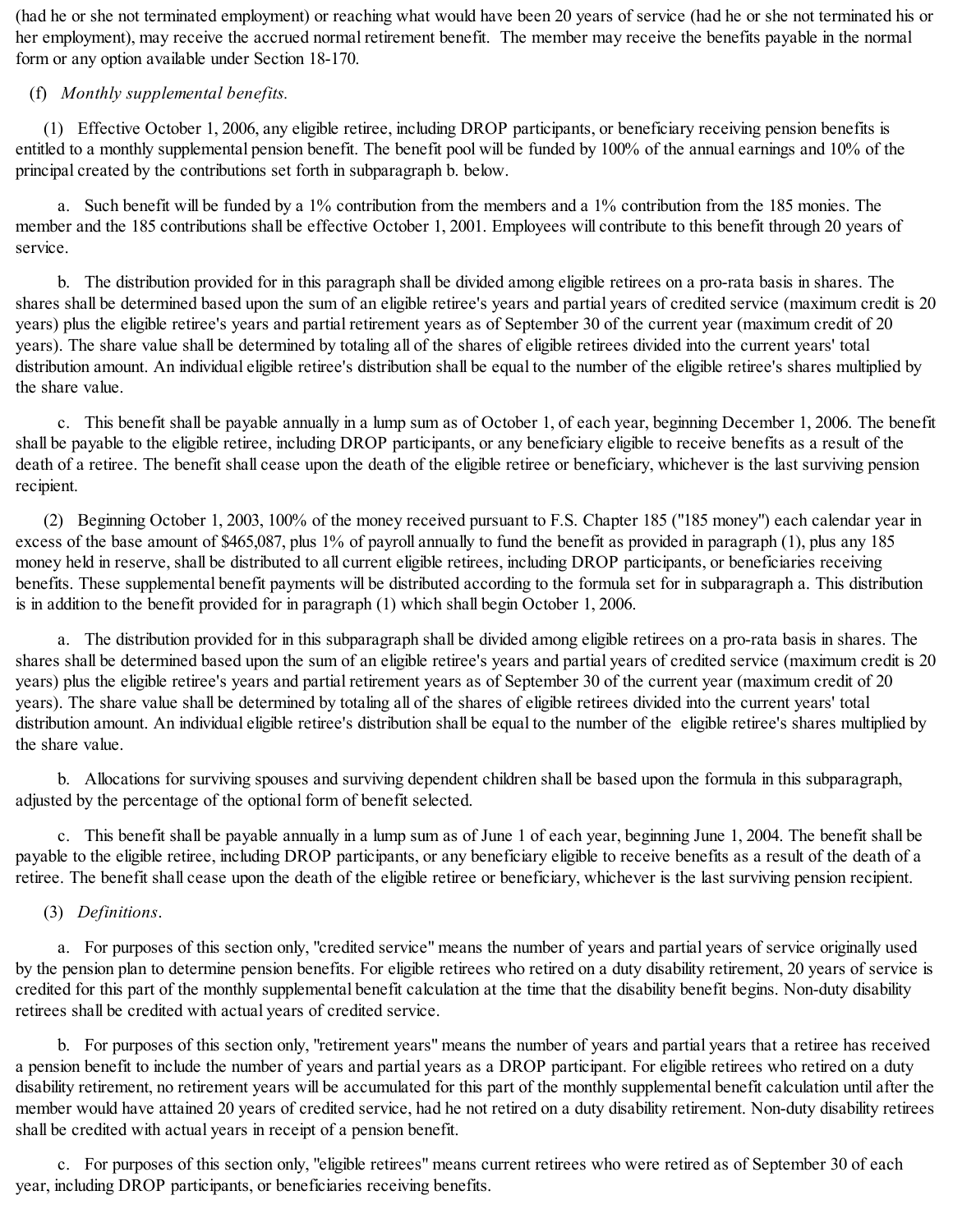(had he or she not terminated employment) or reaching what would have been 20 years of service (had he or she not terminated his or her employment), may receive the accrued normal retirement benefit. The member may receive the benefits payable in the normal form or any option available under Section 18-170.

(f) *Monthly supplemental benefits.*

(1) Effective October 1, 2006, any eligible retiree, including DROP participants, or beneficiary receiving pension benefits is entitled to a monthly supplemental pension benefit. The benefit pool will be funded by 100% of the annual earnings and 10% of the principal created by the contributions set forth in subparagraph b. below.

a. Such benefit will be funded by a 1% contribution from the members and a 1% contribution from the 185 monies. The member and the 185 contributions shall be effective October 1, 2001. Employees will contribute to this benefit through 20 years of service.

b. The distribution provided for in this paragraph shall be divided among eligible retirees on a pro-rata basis in shares. The shares shall be determined based upon the sum of an eligible retiree's years and partial years of credited service (maximum credit is 20 years) plus the eligible retiree's years and partial retirement years as of September 30 of the current year (maximum credit of 20 years). The share value shall be determined by totaling all of the shares of eligible retirees divided into the current years' total distribution amount. An individual eligible retiree's distribution shall be equal to the number of the eligible retiree's shares multiplied by the share value.

c. This benefit shall be payable annually in a lump sum as of October 1, of each year, beginning December 1, 2006. The benefit shall be payable to the eligible retiree, including DROP participants, or any beneficiary eligible to receive benefits as a result of the death of a retiree. The benefit shall cease upon the death of the eligible retiree or beneficiary, whichever is the last surviving pension recipient.

(2) Beginning October 1, 2003, 100% of the money received pursuant to F.S. Chapter 185 ("185 money") each calendar year in excess of the base amount of $465,087, plus 1% of payroll annually to fund the benefit as provided in paragraph (1), plus any 185 money held in reserve, shall be distributed to all current eligible retirees, including DROP participants, or beneficiaries receiving benefits. These supplemental benefit payments will be distributed according to the formula set for in subparagraph a. This distribution is in addition to the benefit provided for in paragraph (1) which shall begin October 1, 2006.

a. The distribution provided for in this subparagraph shall be divided among eligible retirees on a pro-rata basis in shares. The shares shall be determined based upon the sum of an eligible retiree's years and partial years of credited service (maximum credit is 20 years) plus the eligible retiree's years and partial retirement years as of September 30 of the current year (maximum credit of 20 years). The share value shall be determined by totaling all of the shares of eligible retirees divided into the current years' total distribution amount. An individual eligible retiree's distribution shall be equal to the number of the eligible retiree's shares multiplied by the share value.

b. Allocations for surviving spouses and surviving dependent children shall be based upon the formula in this subparagraph, adjusted by the percentage of the optional form of benefit selected.

c. This benefit shall be payable annually in a lump sum as of June 1 of each year, beginning June 1, 2004. The benefit shall be payable to the eligible retiree, including DROP participants, or any beneficiary eligible to receive benefits as a result of the death of a retiree. The benefit shall cease upon the death of the eligible retiree or beneficiary, whichever is the last surviving pension recipient.

(3) *Definitions.*

a. For purposes of this section only, "credited service" means the number of years and partial years of service originally used by the pension plan to determine pension benefits. For eligible retirees who retired on a duty disability retirement, 20 years of service is credited for this part of the monthly supplemental benefit calculation at the time that the disability benefit begins. Non-duty disability retirees shall be credited with actual years of credited service.

b. For purposes of this section only, "retirement years" means the number of years and partial years that a retiree has received a pension benefit to include the number of years and partial years as a DROP participant. For eligible retirees who retired on a duty disability retirement, no retirement years will be accumulated for this part of the monthly supplemental benefit calculation until after the member would have attained 20 years of credited service, had he not retired on a duty disability retirement. Non-duty disability retirees shall be credited with actual years in receipt of a pension benefit.

c. For purposes of this section only, "eligible retirees" means current retirees who were retired as of September 30 of each year, including DROP participants, or beneficiaries receiving benefits.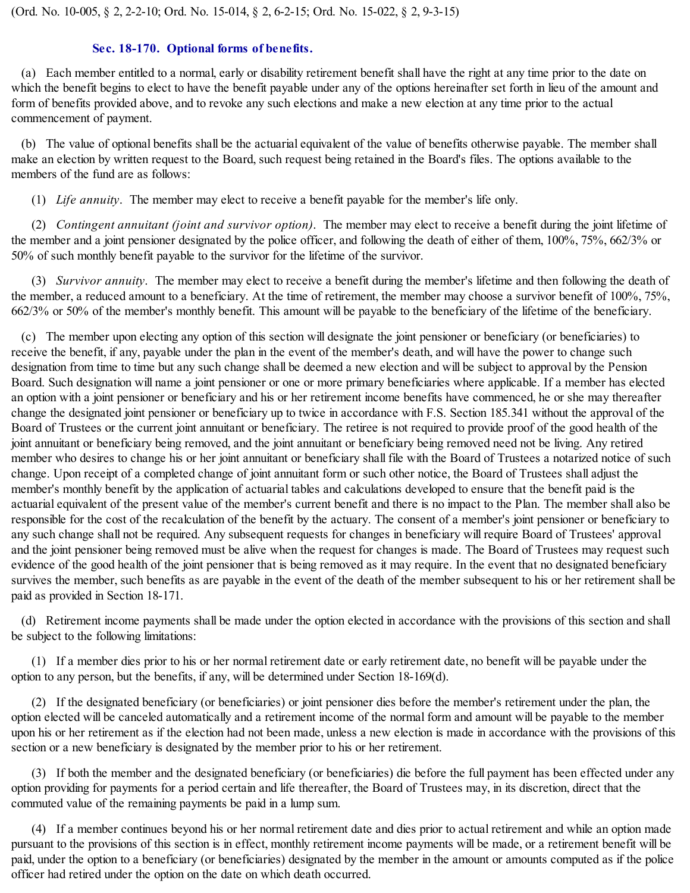(Ord. No. 10-005, § 2, 2-2-10; Ord. No. 15-014, § 2, 6-2-15; Ord. No. 15-022, § 2, 9-3-15)

### Sec. 18-170. Optional forms of benefits.

(a) Each member entitled to a normal, early or disability retirement benefit shall have the right at any time prior to the date on which the benefit begins to elect to have the benefit payable under any of the options hereinafter set forth in lieu of the amount and form of benefits provided above, and to revoke any such elections and make a new election at any time prior to the actual commencement of payment.

(b) The value of optional benefits shall be the actuarial equivalent of the value of benefits otherwise payable. The member shall make an election by written request to the Board, such request being retained in the Board's files. The options available to the members of the fund are as follows:

(1) *Life annuity*. The member may elect to receive a benefit payable for the member's life only.

(2) *Contingent annuitant (joint and survivor option)*. The member may elect to receive a benefit during the joint lifetime of the member and a joint pensioner designated by the police officer, and following the death of either of them, 100%, 75%, 662/3% or 50% of such monthly benefit payable to the survivor for the lifetime of the survivor.

(3) *Survivor annuity*. The member may elect to receive a benefit during the member's lifetime and then following the death of the member, a reduced amount to a beneficiary. At the time of retirement, the member may choose a survivor benefit of 100%, 75%, 662/3% or 50% of the member's monthly benefit. This amount will be payable to the beneficiary of the lifetime of the beneficiary.

(c) The member upon electing any option of this section will designate the joint pensioner or beneficiary (or beneficiaries) to receive the benefit, if any, payable under the plan in the event of the member's death, and will have the power to change such designation from time to time but any such change shall be deemed a new election and will be subject to approval by the Pension Board. Such designation will name a joint pensioner or one or more primary beneficiaries where applicable. If a member has elected an option with a joint pensioner or beneficiary and his or her retirement income benefits have commenced, he or she may thereafter change the designated joint pensioner or beneficiary up to twice in accordance with F.S. Section 185.341 without the approval of the Board of Trustees or the current joint annuitant or beneficiary. The retiree is not required to provide proof of the good health of the joint annuitant or beneficiary being removed, and the joint annuitant or beneficiary being removed need not be living. Any retired member who desires to change his or her joint annuitant or beneficiary shall file with the Board of Trustees a notarized notice of such change. Upon receipt of a completed change of joint annuitant form or such other notice, the Board of Trustees shall adjust the member's monthly benefit by the application of actuarial tables and calculations developed to ensure that the benefit paid is the actuarial equivalent of the present value of the member's current benefit and there is no impact to the Plan. The member shall also be responsible for the cost of the recalculation of the benefit by the actuary. The consent of a member's joint pensioner or beneficiary to any such change shall not be required. Any subsequent requests for changes in beneficiary will require Board of Trustees' approval and the joint pensioner being removed must be alive when the request for changes is made. The Board of Trustees may request such evidence of the good health of the joint pensioner that is being removed as it may require. In the event that no designated beneficiary survives the member, such benefits as are payable in the event of the death of the member subsequent to his or her retirement shall be paid as provided in Section 18-171.

(d) Retirement income payments shall be made under the option elected in accordance with the provisions of this section and shall be subject to the following limitations:

(1) If a member dies prior to his or her normal retirement date or early retirement date, no benefit will be payable under the option to any person, but the benefits, if any, will be determined under Section 18-169(d).

(2) If the designated beneficiary (or beneficiaries) or joint pensioner dies before the member's retirement under the plan, the option elected will be canceled automatically and a retirement income of the normal form and amount will be payable to the member upon his or her retirement as if the election had not been made, unless a new election is made in accordance with the provisions of this section or a new beneficiary is designated by the member prior to his or her retirement.

(3) If both the member and the designated beneficiary (or beneficiaries) die before the full payment has been effected under any option providing for payments for a period certain and life thereafter, the Board of Trustees may, in its discretion, direct that the commuted value of the remaining payments be paid in a lump sum.

(4) If a member continues beyond his or her normal retirement date and dies prior to actual retirement and while an option made pursuant to the provisions of this section is in effect, monthly retirement income payments will be made, or a retirement benefit will be paid, under the option to a beneficiary (or beneficiaries) designated by the member in the amount or amounts computed as if the police officer had retired under the option on the date on which death occurred.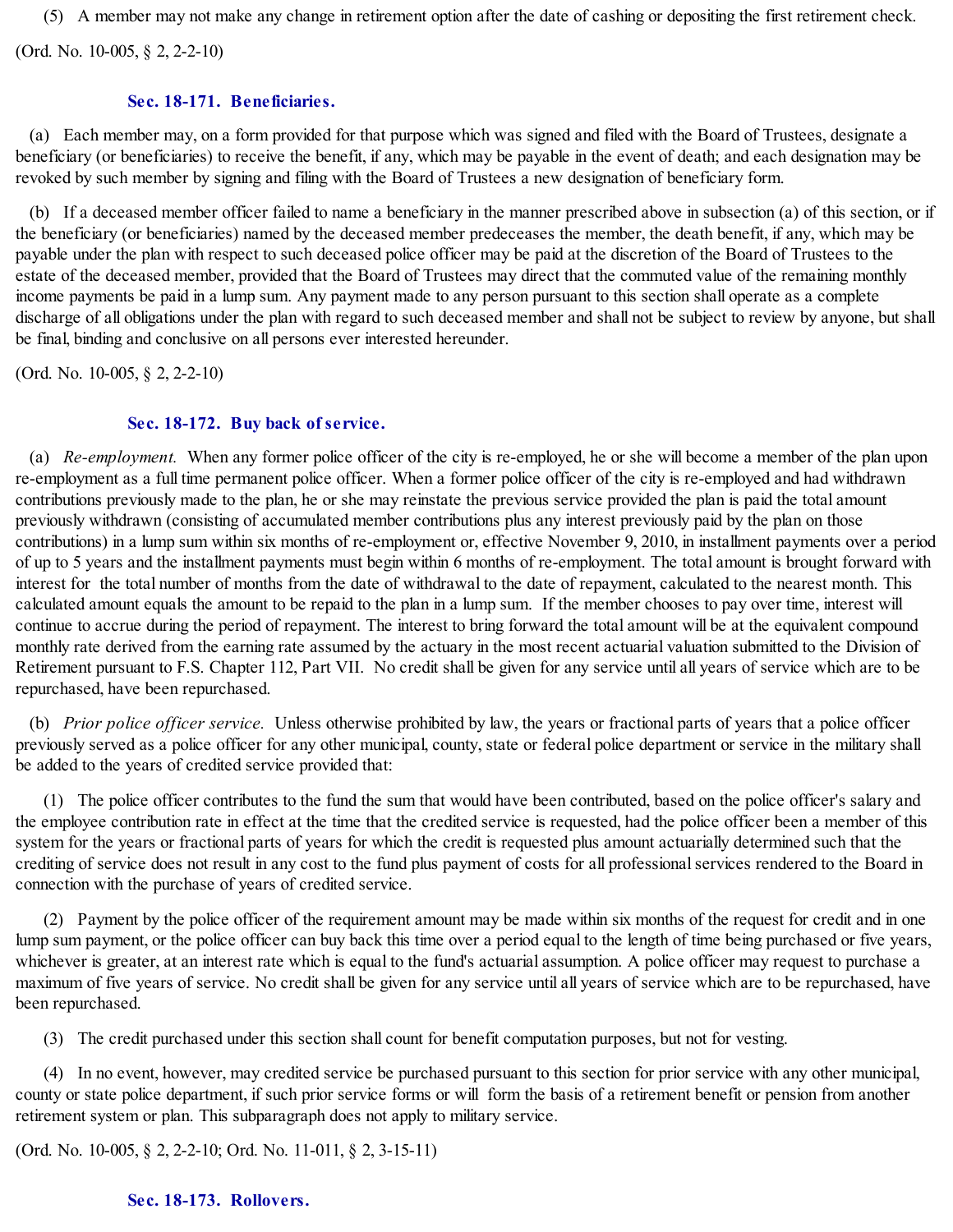(5) A member may not make any change in retirement option after the date of cashing or depositing the first retirement check.

(Ord. No. 10-005, § 2, 2-2-10)

### Sec. 18-171. Beneficiaries.

(a) Each member may, on a form provided for that purpose which was signed and filed with the Board of Trustees, designate a beneficiary (or beneficiaries) to receive the benefit, if any, which may be payable in the event of death; and each designation may be revoked by such member by signing and filing with the Board of Trustees a new designation of beneficiary form.

(b) If a deceased member officer failed to name a beneficiary in the manner prescribed above in subsection (a) of this section, or if the beneficiary (or beneficiaries) named by the deceased member predeceases the member, the death benefit, if any, which may be payable under the plan with respect to such deceased police officer may be paid at the discretion of the Board of Trustees to the estate of the deceased member, provided that the Board of Trustees may direct that the commuted value of the remaining monthly income payments be paid in a lump sum. Any payment made to any person pursuant to this section shall operate as a complete discharge of all obligations under the plan with regard to such deceased member and shall not be subject to review by anyone, but shall be final, binding and conclusive on all persons ever interested hereunder.

(Ord. No. 10-005, § 2, 2-2-10)

### Sec. 18-172. Buy back of service.

(a) *Re-employment.* When any former police officer of the city is re-employed, he or she will become a member of the plan upon re-employment as a full time permanent police officer. When a former police officer of the city is re-employed and had withdrawn contributions previously made to the plan, he or she may reinstate the previous service provided the plan is paid the total amount previously withdrawn (consisting of accumulated member contributions plus any interest previously paid by the plan on those contributions) in a lump sum within six months of re-employment or, effective November 9, 2010, in installment payments over a period of up to 5 years and the installment payments must begin within 6 months of re-employment. The total amount is brought forward with interest for the total number of months from the date of withdrawal to the date of repayment, calculated to the nearest month. This calculated amount equals the amount to be repaid to the plan in a lump sum. If the member chooses to pay over time, interest will continue to accrue during the period of repayment. The interest to bring forward the total amount will be at the equivalent compound monthly rate derived from the earning rate assumed by the actuary in the most recent actuarial valuation submitted to the Division of Retirement pursuant to F.S. Chapter 112, Part VII. No credit shall be given for any service until all years of service which are to be repurchased, have been repurchased.

(b) *Prior police officer service.* Unless otherwise prohibited by law, the years or fractional parts of years that a police officer previously served as a police officer for any other municipal, county, state or federal police department or service in the military shall be added to the years of credited service provided that:

(1) The police officer contributes to the fund the sum that would have been contributed, based on the police officer's salary and the employee contribution rate in effect at the time that the credited service is requested, had the police officer been a member of this system for the years or fractional parts of years for which the credit is requested plus amount actuarially determined such that the crediting of service does not result in any cost to the fund plus payment of costs for all professional services rendered to the Board in connection with the purchase of years of credited service.

(2) Payment by the police officer of the requirement amount may be made within six months of the request for credit and in one lump sum payment, or the police officer can buy back this time over a period equal to the length of time being purchased or five years, whichever is greater, at an interest rate which is equal to the fund's actuarial assumption. A police officer may request to purchase a maximum of five years of service. No credit shall be given for any service until all years of service which are to be repurchased, have been repurchased.

(3) The credit purchased under this section shall count for benefit computation purposes, but not for vesting.

(4) In no event, however, may credited service be purchased pursuant to this section for prior service with any other municipal, county or state police department, if such prior service forms or will form the basis of a retirement benefit or pension from another retirement system or plan. This subparagraph does not apply to military service.

(Ord. No. 10-005, § 2, 2-2-10; Ord. No. 11-011, § 2, 3-15-11)

### Sec. 18-173. Rollovers.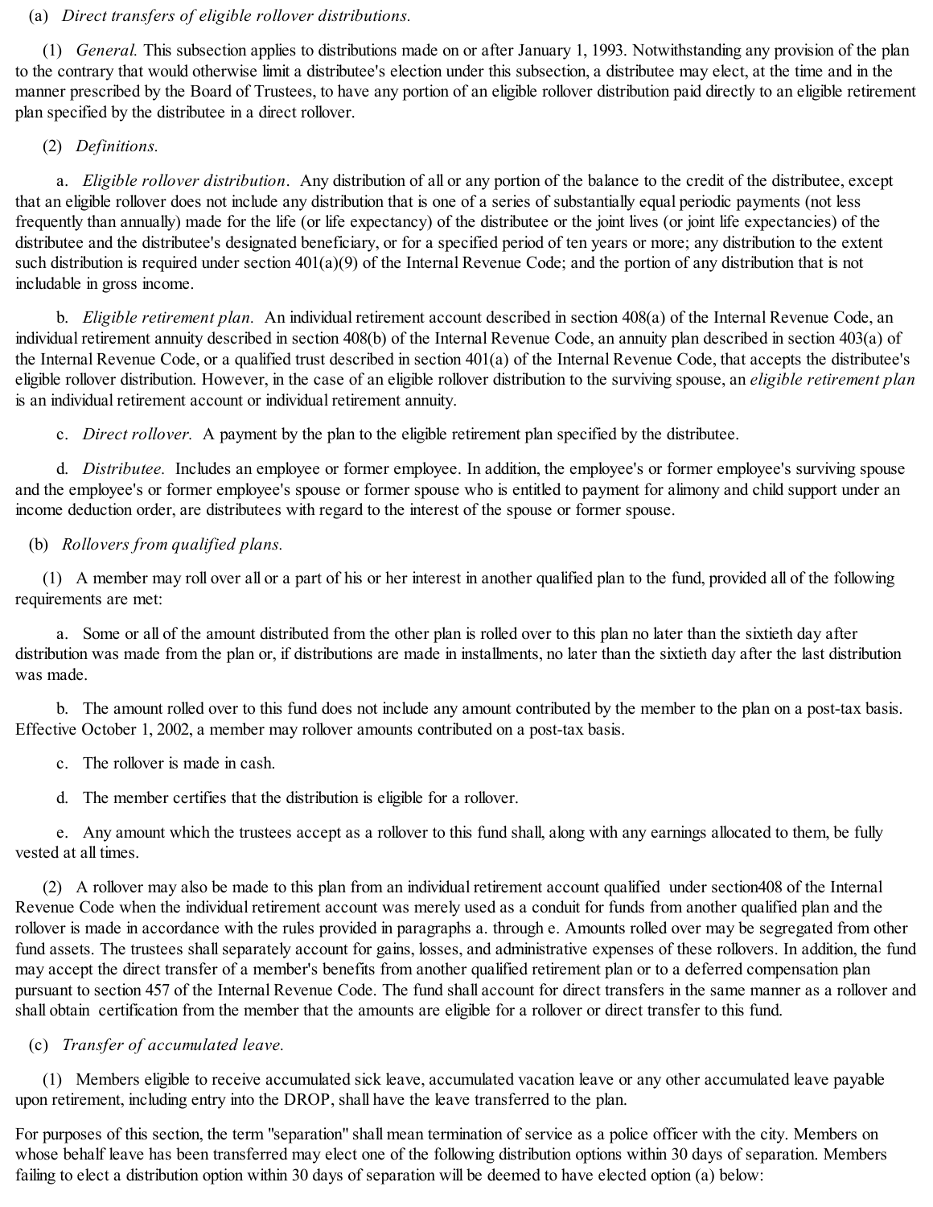(a) *Direct transfers of eligible rollover distributions.*

(1) *General.* This subsection applies to distributions made on or after January 1, 1993. Notwithstanding any provision of the plan to the contrary that would otherwise limit a distributee's election under this subsection, a distributee may elect, at the time and in the manner prescribed by the Board of Trustees, to have any portion of an eligible rollover distribution paid directly to an eligible retirement plan specified by the distributee in a direct rollover.

(2) *Definitions.*

a. *Eligible rollover distribution*. Any distribution of all or any portion of the balance to the credit of the distributee, except that an eligible rollover does not include any distribution that is one of a series of substantially equal periodic payments (not less frequently than annually) made for the life (or life expectancy) of the distributee or the joint lives (or joint life expectancies) of the distributee and the distributee's designated beneficiary, or for a specified period of ten years or more; any distribution to the extent such distribution is required under section 401(a)(9) of the Internal Revenue Code; and the portion of any distribution that is not includable in gross income.

b. *Eligible retirement plan.* An individual retirement account described in section 408(a) of the Internal Revenue Code, an individual retirement annuity described in section 408(b) of the Internal Revenue Code, an annuity plan described in section 403(a) of the Internal Revenue Code, or a qualified trust described in section 401(a) of the Internal Revenue Code, that accepts the distributee's eligible rollover distribution. However, in the case of an eligible rollover distribution to the surviving spouse, an *eligible retirement plan* is an individual retirement account or individual retirement annuity.

c. *Direct rollover.* A payment by the plan to the eligible retirement plan specified by the distributee.

d. *Distributee.* Includes an employee or former employee. In addition, the employee's or former employee's surviving spouse and the employee's or former employee's spouse or former spouse who is entitled to payment for alimony and child support under an income deduction order, are distributees with regard to the interest of the spouse or former spouse.

(b) *Rollovers from qualified plans.*

(1) A member may roll over all or a part of his or her interest in another qualified plan to the fund, provided all of the following requirements are met:

a. Some or all of the amount distributed from the other plan is rolled over to this plan no later than the sixtieth day after distribution was made from the plan or, if distributions are made in installments, no later than the sixtieth day after the last distribution was made.

b. The amount rolled over to this fund does not include any amount contributed by the member to the plan on a post-tax basis. Effective October 1, 2002, a member may rollover amounts contributed on a post-tax basis.

c. The rollover is made in cash.

d. The member certifies that the distribution is eligible for a rollover.

e. Any amount which the trustees accept as a rollover to this fund shall, along with any earnings allocated to them, be fully vested at all times.

(2) A rollover may also be made to this plan from an individual retirement account qualified under section408 of the Internal Revenue Code when the individual retirement account was merely used as a conduit for funds from another qualified plan and the rollover is made in accordance with the rules provided in paragraphs a. through e. Amounts rolled over may be segregated from other fund assets. The trustees shall separately account for gains, losses, and administrative expenses of these rollovers. In addition, the fund may accept the direct transfer of a member's benefits from another qualified retirement plan or to a deferred compensation plan pursuant to section 457 of the Internal Revenue Code. The fund shall account for direct transfers in the same manner as a rollover and shall obtain certification from the member that the amounts are eligible for a rollover or direct transfer to this fund.

(c) *Transfer of accumulated leave.*

(1) Members eligible to receive accumulated sick leave, accumulated vacation leave or any other accumulated leave payable upon retirement, including entry into the DROP, shall have the leave transferred to the plan.

For purposes of this section, the term "separation" shall mean termination of service as a police officer with the city. Members on whose behalf leave has been transferred may elect one of the following distribution options within 30 days of separation. Members failing to elect a distribution option within 30 days of separation will be deemed to have elected option (a) below: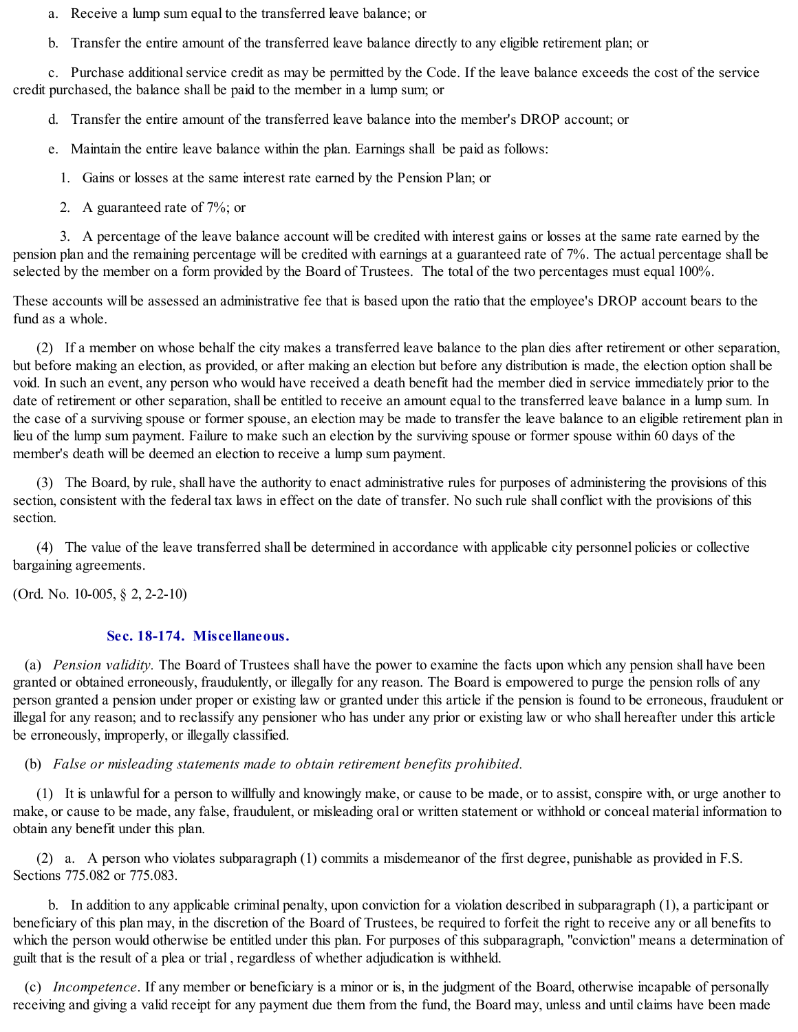a. Receive a lump sum equal to the transferred leave balance; or

b. Transfer the entire amount of the transferred leave balance directly to any eligible retirement plan; or

c. Purchase additional service credit as may be permitted by the Code. If the leave balance exceeds the cost of the service credit purchased, the balance shall be paid to the member in a lump sum; or

d. Transfer the entire amount of the transferred leave balance into the member's DROP account; or

e. Maintain the entire leave balance within the plan. Earnings shall be paid as follows:

1. Gains or losses at the same interest rate earned by the Pension Plan; or

2. A guaranteed rate of 7%; or

3. A percentage of the leave balance account will be credited with interest gains or losses at the same rate earned by the pension plan and the remaining percentage will be credited with earnings at a guaranteed rate of 7%. The actual percentage shall be selected by the member on a form provided by the Board of Trustees. The total of the two percentages must equal 100%.

These accounts will be assessed an administrative fee that is based upon the ratio that the employee's DROP account bears to the fund as a whole.

(2) If a member on whose behalf the city makes a transferred leave balance to the plan dies after retirement or other separation, but before making an election, as provided, or after making an election but before any distribution is made, the election option shall be void. In such an event, any person who would have received a death benefit had the member died in service immediately prior to the date of retirement or other separation, shall be entitled to receive an amount equal to the transferred leave balance in a lump sum. In the case of a surviving spouse or former spouse, an election may be made to transfer the leave balance to an eligible retirement plan in lieu of the lump sum payment. Failure to make such an election by the surviving spouse or former spouse within 60 days of the member's death will be deemed an election to receive a lump sum payment.

(3) The Board, by rule, shall have the authority to enact administrative rules for purposes of administering the provisions of this section, consistent with the federal tax laws in effect on the date of transfer. No such rule shall conflict with the provisions of this section.

(4) The value of the leave transferred shall be determined in accordance with applicable city personnel policies or collective bargaining agreements.

(Ord. No. 10-005, § 2, 2-2-10)

### Sec. 18-174. Miscellaneous.

(a) *Pension validity.* The Board of Trustees shall have the power to examine the facts upon which any pension shall have been granted or obtained erroneously, fraudulently, or illegally for any reason. The Board is empowered to purge the pension rolls of any person granted a pension under proper or existing law or granted under this article if the pension is found to be erroneous, fraudulent or illegal for any reason; and to reclassify any pensioner who has under any prior or existing law or who shall hereafter under this article be erroneously, improperly, or illegally classified.

(b) *False or misleading statements made to obtain retirement benefits prohibited.*

(1) It is unlawful for a person to willfully and knowingly make, or cause to be made, or to assist, conspire with, or urge another to make, or cause to be made, any false, fraudulent, or misleading oral or written statement or withhold or conceal material information to obtain any benefit under this plan.

(2) a. A person who violates subparagraph (1) commits a misdemeanor of the first degree, punishable as provided in F.S. Sections 775.082 or 775.083.

b. In addition to any applicable criminal penalty, upon conviction for a violation described in subparagraph (1), a participant or beneficiary of this plan may, in the discretion of the Board of Trustees, be required to forfeit the right to receive any or all benefits to which the person would otherwise be entitled under this plan. For purposes of this subparagraph, "conviction" means a determination of guilt that is the result of a plea or trial , regardless of whether adjudication is withheld.

(c) *Incompetence*. If any member or beneficiary is a minor or is, in the judgment of the Board, otherwise incapable of personally receiving and giving a valid receipt for any payment due them from the fund, the Board may, unless and until claims have been made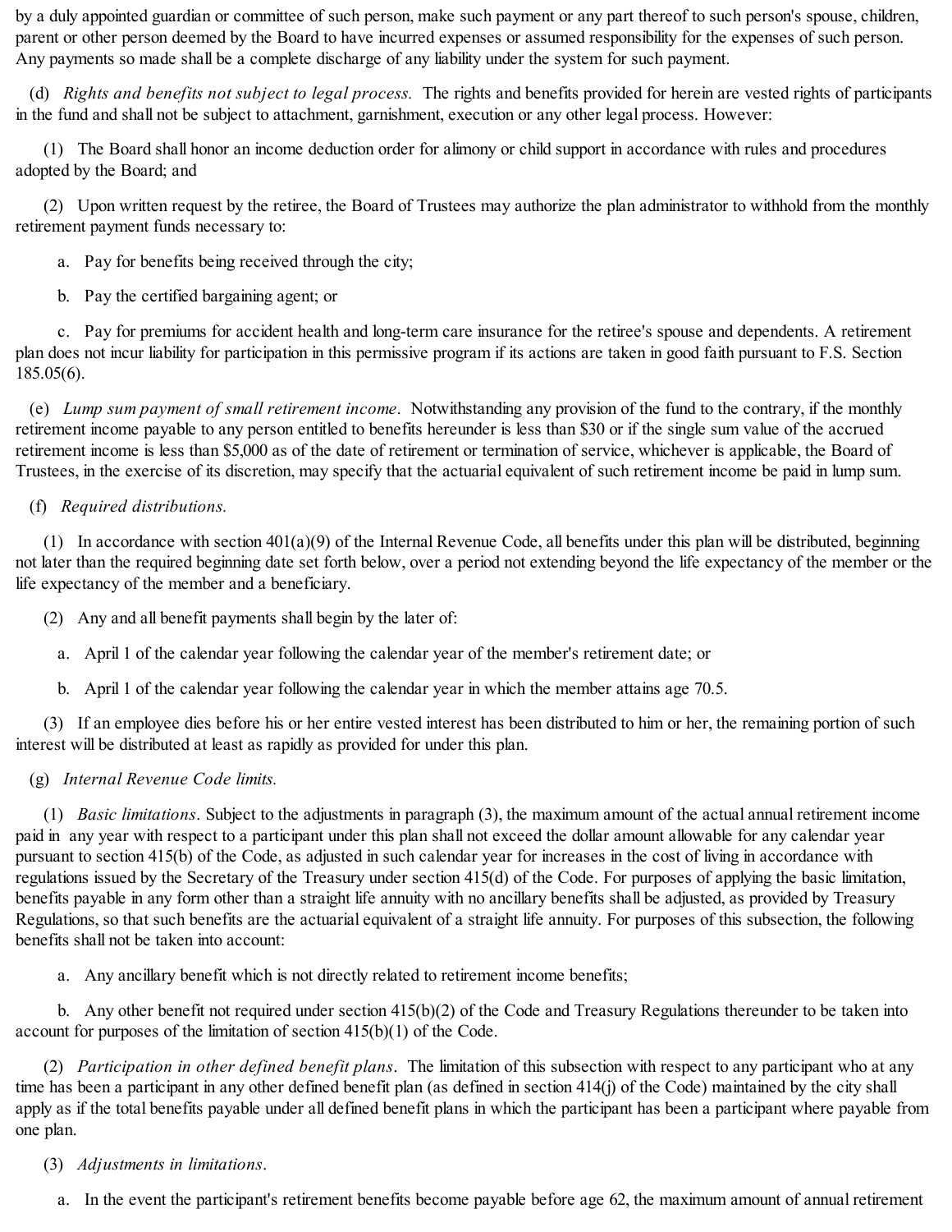by a duly appointed guardian or committee of such person, make such payment or any part thereof to such person's spouse, children, parent or other person deemed by the Board to have incurred expenses or assumed responsibility for the expenses of such person. Any payments so made shall be a complete discharge of any liability under the system for such payment.

(d) *Rights and benefits not subject to legal process.* The rights and benefits provided for herein are vested rights of participants in the fund and shall not be subject to attachment, garnishment, execution or any other legal process. However:

(1) The Board shall honor an income deduction order for alimony or child support in accordance with rules and procedures adopted by the Board; and

(2) Upon written request by the retiree, the Board of Trustees may authorize the plan administrator to withhold from the monthly retirement payment funds necessary to:

a. Pay for benefits being received through the city;

b. Pay the certified bargaining agent; or

c. Pay for premiums for accident health and long-term care insurance for the retiree's spouse and dependents. A retirement plan does not incur liability for participation in this permissive program if its actions are taken in good faith pursuant to F.S. Section 185.05(6).

(e) *Lump sum payment of small retirement income.* Notwithstanding any provision of the fund to the contrary, if the monthly retirement income payable to any person entitled to benefits hereunder is less than $30 or if the single sum value of the accrued retirement income is less than $5,000 as of the date of retirement or termination of service, whichever is applicable, the Board of Trustees, in the exercise of its discretion, may specify that the actuarial equivalent of such retirement income be paid in lump sum.

(f) *Required distributions.*

(1) In accordance with section 401(a)(9) of the Internal Revenue Code, all benefits under this plan will be distributed, beginning not later than the required beginning date set forth below, over a period not extending beyond the life expectancy of the member or the life expectancy of the member and a beneficiary.

(2) Any and all benefit payments shall begin by the later of:

a. April 1 of the calendar year following the calendar year of the member's retirement date; or

b. April 1 of the calendar year following the calendar year in which the member attains age 70.5.

(3) If an employee dies before his or her entire vested interest has been distributed to him or her, the remaining portion of such interest will be distributed at least as rapidly as provided for under this plan.

(g) *Internal Revenue Code limits.*

(1) *Basic limitations.* Subject to the adjustments in paragraph (3), the maximum amount of the actual annual retirement income paid in any year with respect to a participant under this plan shall not exceed the dollar amount allowable for any calendar year pursuant to section 415(b) of the Code, as adjusted in such calendar year for increases in the cost of living in accordance with regulations issued by the Secretary of the Treasury under section 415(d) of the Code. For purposes of applying the basic limitation, benefits payable in any form other than a straight life annuity with no ancillary benefits shall be adjusted, as provided by Treasury Regulations, so that such benefits are the actuarial equivalent of a straight life annuity. For purposes of this subsection, the following benefits shall not be taken into account:

a. Any ancillary benefit which is not directly related to retirement income benefits;

b. Any other benefit not required under section 415(b)(2) of the Code and Treasury Regulations thereunder to be taken into account for purposes of the limitation of section 415(b)(1) of the Code.

(2) *Participation in other defined benefit plans.* The limitation of this subsection with respect to any participant who at any time has been a participant in any other defined benefit plan (as defined in section 414(j) of the Code) maintained by the city shall apply as if the total benefits payable under all defined benefit plans in which the participant has been a participant where payable from one plan.

(3) *Adjustments in limitations.*

a. In the event the participant's retirement benefits become payable before age 62, the maximum amount of annual retirement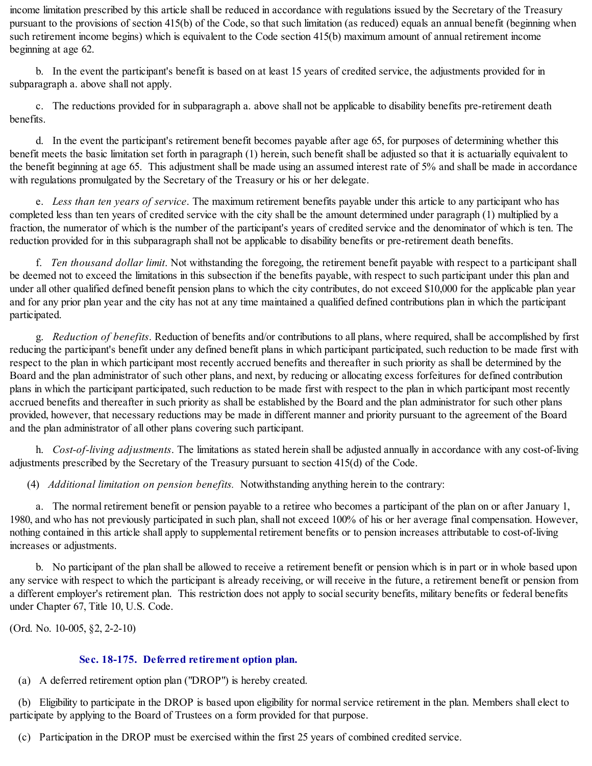income limitation prescribed by this article shall be reduced in accordance with regulations issued by the Secretary of the Treasury pursuant to the provisions of section 415(b) of the Code, so that such limitation (as reduced) equals an annual benefit (beginning when such retirement income begins) which is equivalent to the Code section 415(b) maximum amount of annual retirement income beginning at age 62.

b. In the event the participant's benefit is based on at least 15 years of credited service, the adjustments provided for in subparagraph a. above shall not apply.

c. The reductions provided for in subparagraph a. above shall not be applicable to disability benefits pre-retirement death benefits.

d. In the event the participant's retirement benefit becomes payable after age 65, for purposes of determining whether this benefit meets the basic limitation set forth in paragraph (1) herein, such benefit shall be adjusted so that it is actuarially equivalent to the benefit beginning at age 65. This adjustment shall be made using an assumed interest rate of 5% and shall be made in accordance with regulations promulgated by the Secretary of the Treasury or his or her delegate.

e. *Less than ten years of service*. The maximum retirement benefits payable under this article to any participant who has completed less than ten years of credited service with the city shall be the amount determined under paragraph (1) multiplied by a fraction, the numerator of which is the number of the participant's years of credited service and the denominator of which is ten. The reduction provided for in this subparagraph shall not be applicable to disability benefits or pre-retirement death benefits.

f. *Ten thousand dollar limit*. Not withstanding the foregoing, the retirement benefit payable with respect to a participant shall be deemed not to exceed the limitations in this subsection if the benefits payable, with respect to such participant under this plan and under all other qualified defined benefit pension plans to which the city contributes, do not exceed $10,000 for the applicable plan year and for any prior plan year and the city has not at any time maintained a qualified defined contributions plan in which the participant participated.

g. *Reduction of benefits*. Reduction of benefits and/or contributions to all plans, where required, shall be accomplished by first reducing the participant's benefit under any defined benefit plans in which participant participated, such reduction to be made first with respect to the plan in which participant most recently accrued benefits and thereafter in such priority as shall be determined by the Board and the plan administrator of such other plans, and next, by reducing or allocating excess forfeitures for defined contribution plans in which the participant participated, such reduction to be made first with respect to the plan in which participant most recently accrued benefits and thereafter in such priority as shall be established by the Board and the plan administrator for such other plans provided, however, that necessary reductions may be made in different manner and priority pursuant to the agreement of the Board and the plan administrator of all other plans covering such participant.

h. *Cost-of-living adjustments*. The limitations as stated herein shall be adjusted annually in accordance with any cost-of-living adjustments prescribed by the Secretary of the Treasury pursuant to section 415(d) of the Code.

(4) *Additional limitation on pension benefits.* Notwithstanding anything herein to the contrary:

a. The normal retirement benefit or pension payable to a retiree who becomes a participant of the plan on or after January 1, 1980, and who has not previously participated in such plan, shall not exceed 100% of his or her average final compensation. However, nothing contained in this article shall apply to supplemental retirement benefits or to pension increases attributable to cost-of-living increases or adjustments.

b. No participant of the plan shall be allowed to receive a retirement benefit or pension which is in part or in whole based upon any service with respect to which the participant is already receiving, or will receive in the future, a retirement benefit or pension from a different employer's retirement plan. This restriction does not apply to social security benefits, military benefits or federal benefits under Chapter 67, Title 10, U.S. Code.

(Ord. No. 10-005, §2, 2-2-10)

### Sec. 18-175. Deferred retirement option plan.

(a) A deferred retirement option plan ("DROP") is hereby created.

(b) Eligibility to participate in the DROP is based upon eligibility for normal service retirement in the plan. Members shall elect to participate by applying to the Board of Trustees on a form provided for that purpose.

(c) Participation in the DROP must be exercised within the first 25 years of combined credited service.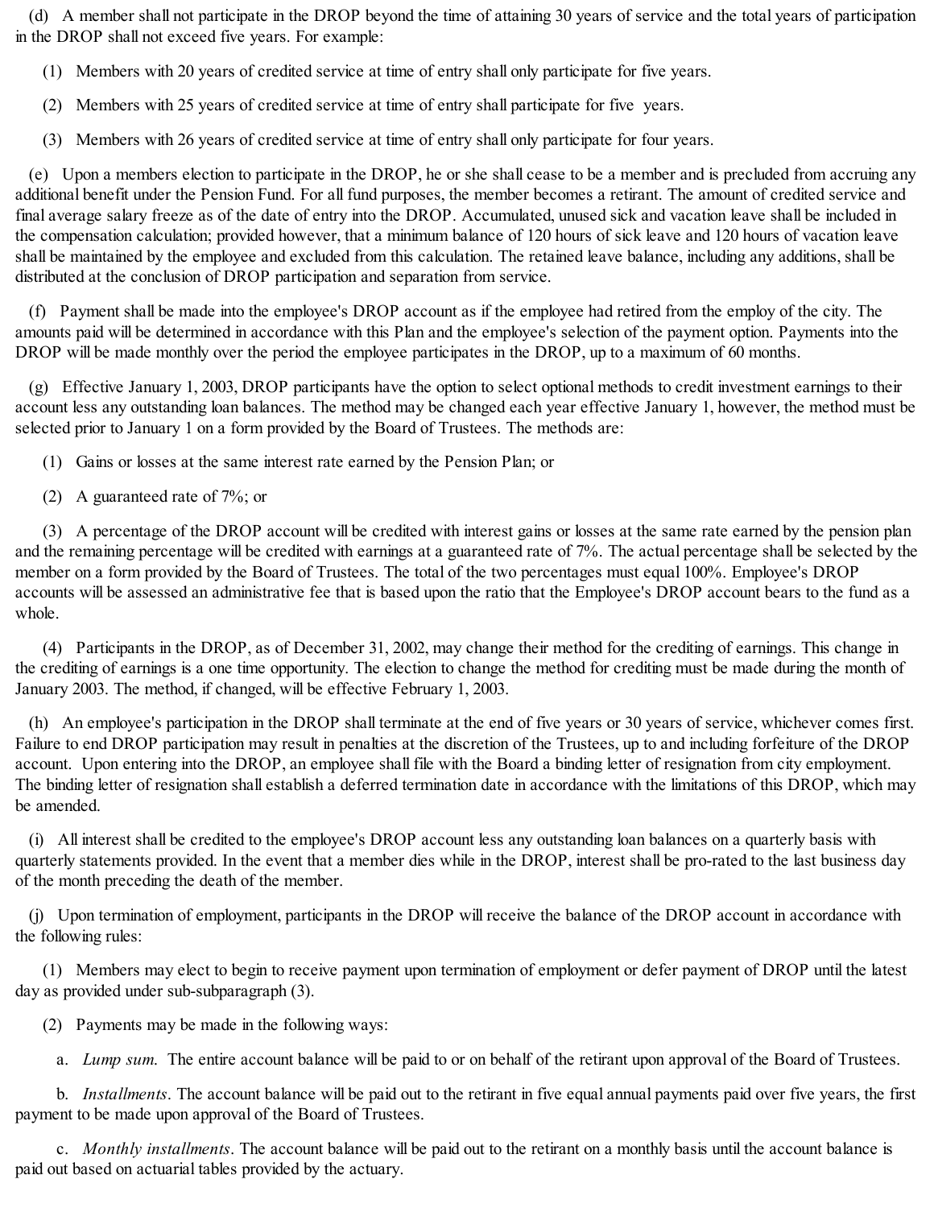(d) A member shall not participate in the DROP beyond the time of attaining 30 years of service and the total years of participation in the DROP shall not exceed five years. For example:

(1) Members with 20 years of credited service at time of entry shall only participate for five years.

(2) Members with 25 years of credited service at time of entry shall participate for five years.

(3) Members with 26 years of credited service at time of entry shall only participate for four years.

(e) Upon a members election to participate in the DROP, he or she shall cease to be a member and is precluded from accruing any additional benefit under the Pension Fund. For all fund purposes, the member becomes a retirant. The amount of credited service and final average salary freeze as of the date of entry into the DROP. Accumulated, unused sick and vacation leave shall be included in the compensation calculation; provided however, that a minimum balance of 120 hours of sick leave and 120 hours of vacation leave shall be maintained by the employee and excluded from this calculation. The retained leave balance, including any additions, shall be distributed at the conclusion of DROP participation and separation from service.

(f) Payment shall be made into the employee's DROP account as if the employee had retired from the employ of the city. The amounts paid will be determined in accordance with this Plan and the employee's selection of the payment option. Payments into the DROP will be made monthly over the period the employee participates in the DROP, up to a maximum of 60 months.

(g) Effective January 1, 2003, DROP participants have the option to select optional methods to credit investment earnings to their account less any outstanding loan balances. The method may be changed each year effective January 1, however, the method must be selected prior to January 1 on a form provided by the Board of Trustees. The methods are:

(1) Gains or losses at the same interest rate earned by the Pension Plan; or

(2) A guaranteed rate of 7%; or

(3) A percentage of the DROP account will be credited with interest gains or losses at the same rate earned by the pension plan and the remaining percentage will be credited with earnings at a guaranteed rate of 7%. The actual percentage shall be selected by the member on a form provided by the Board of Trustees. The total of the two percentages must equal 100%. Employee's DROP accounts will be assessed an administrative fee that is based upon the ratio that the Employee's DROP account bears to the fund as a whole.

(4) Participants in the DROP, as of December 31, 2002, may change their method for the crediting of earnings. This change in the crediting of earnings is a one time opportunity. The election to change the method for crediting must be made during the month of January 2003. The method, if changed, will be effective February 1, 2003.

(h) An employee's participation in the DROP shall terminate at the end of five years or 30 years of service, whichever comes first. Failure to end DROP participation may result in penalties at the discretion of the Trustees, up to and including forfeiture of the DROP account. Upon entering into the DROP, an employee shall file with the Board a binding letter of resignation from city employment. The binding letter of resignation shall establish a deferred termination date in accordance with the limitations of this DROP, which may be amended.

(i) All interest shall be credited to the employee's DROP account less any outstanding loan balances on a quarterly basis with quarterly statements provided. In the event that a member dies while in the DROP, interest shall be pro-rated to the last business day of the month preceding the death of the member.

(j) Upon termination of employment, participants in the DROP will receive the balance of the DROP account in accordance with the following rules:

(1) Members may elect to begin to receive payment upon termination of employment or defer payment of DROP until the latest day as provided under sub-subparagraph (3).

(2) Payments may be made in the following ways:

a. *Lump sum.* The entire account balance will be paid to or on behalf of the retirant upon approval of the Board of Trustees.

b. *Installments*. The account balance will be paid out to the retirant in five equal annual payments paid over five years, the first payment to be made upon approval of the Board of Trustees.

c. *Monthly installments*. The account balance will be paid out to the retirant on a monthly basis until the account balance is paid out based on actuarial tables provided by the actuary.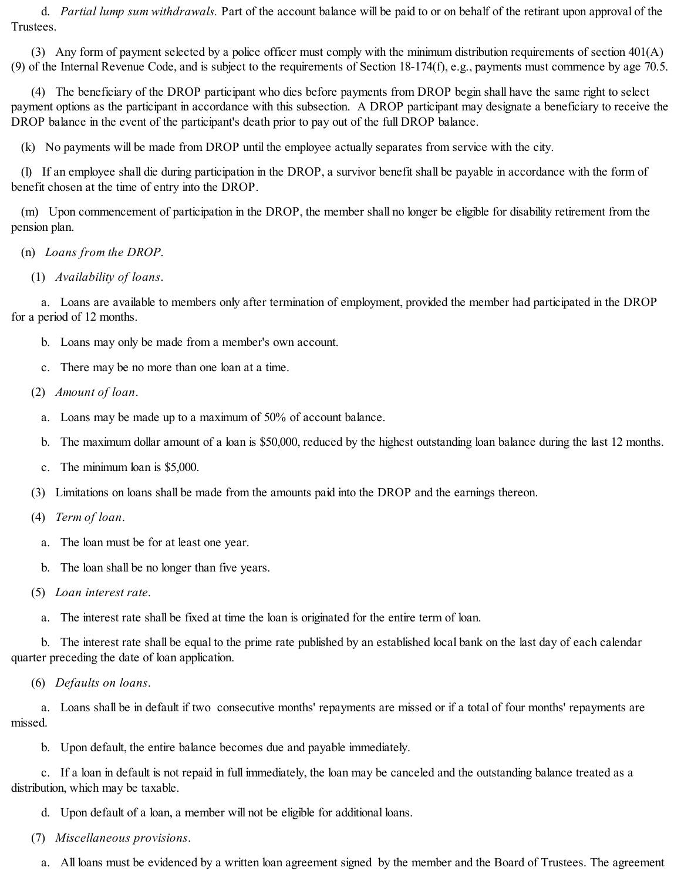d. *Partial lump sum withdrawals.* Part of the account balance will be paid to or on behalf of the retirant upon approval of the Trustees.

(3) Any form of payment selected by a police officer must comply with the minimum distribution requirements of section 401(A)(9) of the Internal Revenue Code, and is subject to the requirements of Section 18-174(f), e.g., payments must commence by age 70.5.

(4) The beneficiary of the DROP participant who dies before payments from DROP begin shall have the same right to select payment options as the participant in accordance with this subsection. A DROP participant may designate a beneficiary to receive the DROP balance in the event of the participant's death prior to pay out of the full DROP balance.

(k) No payments will be made from DROP until the employee actually separates from service with the city.

(l) If an employee shall die during participation in the DROP, a survivor benefit shall be payable in accordance with the form of benefit chosen at the time of entry into the DROP.

(m) Upon commencement of participation in the DROP, the member shall no longer be eligible for disability retirement from the pension plan.

(n) *Loans from the DROP.*

(1) *Availability of loans.*

a. Loans are available to members only after termination of employment, provided the member had participated in the DROP for a period of 12 months.

b. Loans may only be made from a member's own account.

c. There may be no more than one loan at a time.

(2) *Amount of loan.*

a. Loans may be made up to a maximum of 50% of account balance.

b. The maximum dollar amount of a loan is $50,000, reduced by the highest outstanding loan balance during the last 12 months.

c. The minimum loan is $5,000.

(3) Limitations on loans shall be made from the amounts paid into the DROP and the earnings thereon.

(4) *Term of loan.*

a. The loan must be for at least one year.

b. The loan shall be no longer than five years.

(5) *Loan interest rate.*

a. The interest rate shall be fixed at time the loan is originated for the entire term of loan.

b. The interest rate shall be equal to the prime rate published by an established local bank on the last day of each calendar quarter preceding the date of loan application.

(6) *Defaults on loans.*

a. Loans shall be in default if two consecutive months' repayments are missed or if a total of four months' repayments are missed.

b. Upon default, the entire balance becomes due and payable immediately.

c. If a loan in default is not repaid in full immediately, the loan may be canceled and the outstanding balance treated as a distribution, which may be taxable.

d. Upon default of a loan, a member will not be eligible for additional loans.

(7) *Miscellaneous provisions.*

a. All loans must be evidenced by a written loan agreement signed by the member and the Board of Trustees. The agreement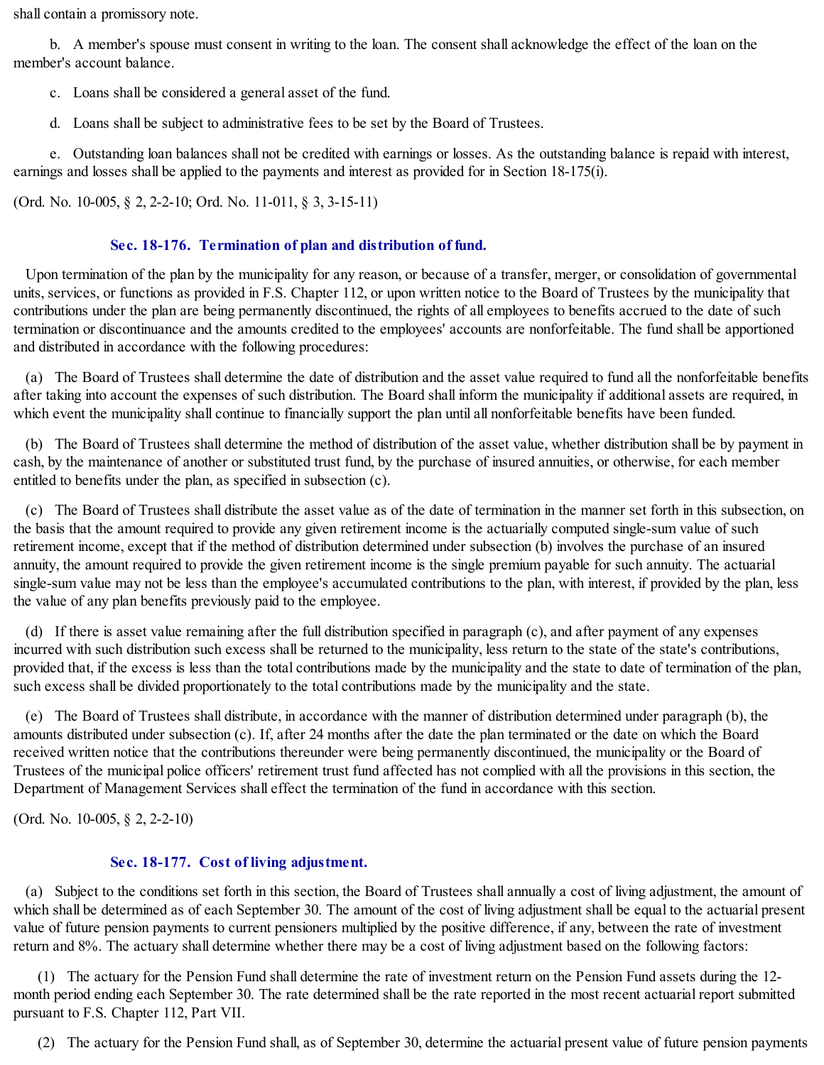shall contain a promissory note.

b. A member's spouse must consent in writing to the loan. The consent shall acknowledge the effect of the loan on the member's account balance.

c. Loans shall be considered a general asset of the fund.

d. Loans shall be subject to administrative fees to be set by the Board of Trustees.

e. Outstanding loan balances shall not be credited with earnings or losses. As the outstanding balance is repaid with interest, earnings and losses shall be applied to the payments and interest as provided for in Section 18-175(i).

(Ord. No. 10-005, § 2, 2-2-10; Ord. No. 11-011, § 3, 3-15-11)

### Sec. 18-176. Termination of plan and distribution of fund.

Upon termination of the plan by the municipality for any reason, or because of a transfer, merger, or consolidation of governmental units, services, or functions as provided in F.S. Chapter 112, or upon written notice to the Board of Trustees by the municipality that contributions under the plan are being permanently discontinued, the rights of all employees to benefits accrued to the date of such termination or discontinuance and the amounts credited to the employees' accounts are nonforfeitable. The fund shall be apportioned and distributed in accordance with the following procedures:

(a) The Board of Trustees shall determine the date of distribution and the asset value required to fund all the nonforfeitable benefits after taking into account the expenses of such distribution. The Board shall inform the municipality if additional assets are required, in which event the municipality shall continue to financially support the plan until all nonforfeitable benefits have been funded.

(b) The Board of Trustees shall determine the method of distribution of the asset value, whether distribution shall be by payment in cash, by the maintenance of another or substituted trust fund, by the purchase of insured annuities, or otherwise, for each member entitled to benefits under the plan, as specified in subsection (c).

(c) The Board of Trustees shall distribute the asset value as of the date of termination in the manner set forth in this subsection, on the basis that the amount required to provide any given retirement income is the actuarially computed single-sum value of such retirement income, except that if the method of distribution determined under subsection (b) involves the purchase of an insured annuity, the amount required to provide the given retirement income is the single premium payable for such annuity. The actuarial single-sum value may not be less than the employee's accumulated contributions to the plan, with interest, if provided by the plan, less the value of any plan benefits previously paid to the employee.

(d) If there is asset value remaining after the full distribution specified in paragraph (c), and after payment of any expenses incurred with such distribution such excess shall be returned to the municipality, less return to the state of the state's contributions, provided that, if the excess is less than the total contributions made by the municipality and the state to date of termination of the plan, such excess shall be divided proportionately to the total contributions made by the municipality and the state.

(e) The Board of Trustees shall distribute, in accordance with the manner of distribution determined under paragraph (b), the amounts distributed under subsection (c). If, after 24 months after the date the plan terminated or the date on which the Board received written notice that the contributions thereunder were being permanently discontinued, the municipality or the Board of Trustees of the municipal police officers' retirement trust fund affected has not complied with all the provisions in this section, the Department of Management Services shall effect the termination of the fund in accordance with this section.

(Ord. No. 10-005, § 2, 2-2-10)

### Sec. 18-177. Cost of living adjustment.

(a) Subject to the conditions set forth in this section, the Board of Trustees shall annually a cost of living adjustment, the amount of which shall be determined as of each September 30. The amount of the cost of living adjustment shall be equal to the actuarial present value of future pension payments to current pensioners multiplied by the positive difference, if any, between the rate of investment return and 8%. The actuary shall determine whether there may be a cost of living adjustment based on the following factors:

(1) The actuary for the Pension Fund shall determine the rate of investment return on the Pension Fund assets during the 12-month period ending each September 30. The rate determined shall be the rate reported in the most recent actuarial report submitted pursuant to F.S. Chapter 112, Part VII.

(2) The actuary for the Pension Fund shall, as of September 30, determine the actuarial present value of future pension payments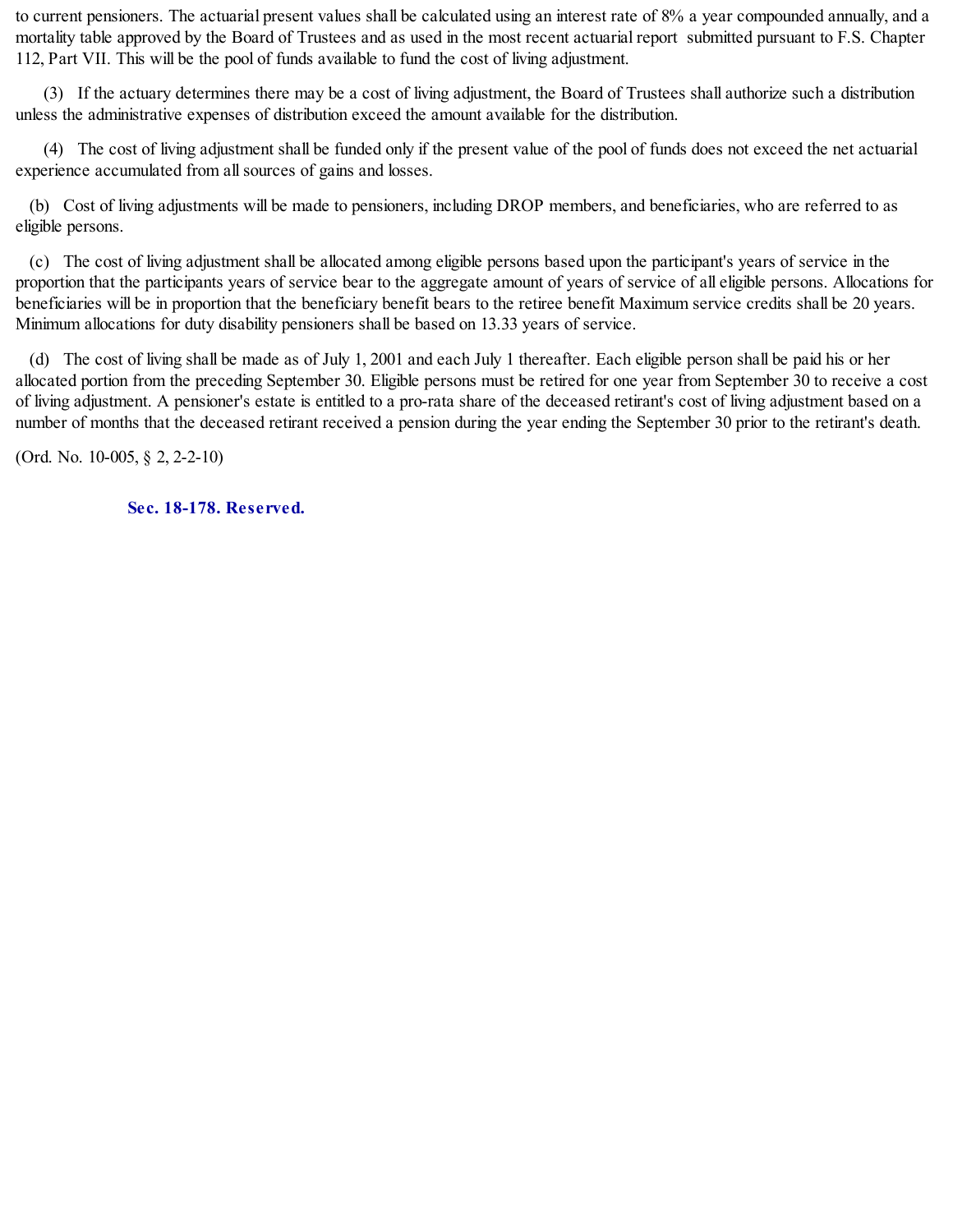to current pensioners. The actuarial present values shall be calculated using an interest rate of 8% a year compounded annually, and a mortality table approved by the Board of Trustees and as used in the most recent actuarial report submitted pursuant to F.S. Chapter 112, Part VII. This will be the pool of funds available to fund the cost of living adjustment.

(3) If the actuary determines there may be a cost of living adjustment, the Board of Trustees shall authorize such a distribution unless the administrative expenses of distribution exceed the amount available for the distribution.

(4) The cost of living adjustment shall be funded only if the present value of the pool of funds does not exceed the net actuarial experience accumulated from all sources of gains and losses.

(b) Cost of living adjustments will be made to pensioners, including DROP members, and beneficiaries, who are referred to as eligible persons.

(c) The cost of living adjustment shall be allocated among eligible persons based upon the participant's years of service in the proportion that the participants years of service bear to the aggregate amount of years of service of all eligible persons. Allocations for beneficiaries will be in proportion that the beneficiary benefit bears to the retiree benefit Maximum service credits shall be 20 years. Minimum allocations for duty disability pensioners shall be based on 13.33 years of service.

(d) The cost of living shall be made as of July 1, 2001 and each July 1 thereafter. Each eligible person shall be paid his or her allocated portion from the preceding September 30. Eligible persons must be retired for one year from September 30 to receive a cost of living adjustment. A pensioner's estate is entitled to a pro-rata share of the deceased retirant's cost of living adjustment based on a number of months that the deceased retirant received a pension during the year ending the September 30 prior to the retirant's death.

(Ord. No. 10-005, § 2, 2-2-10)

### Sec. 18-178. Reserved.